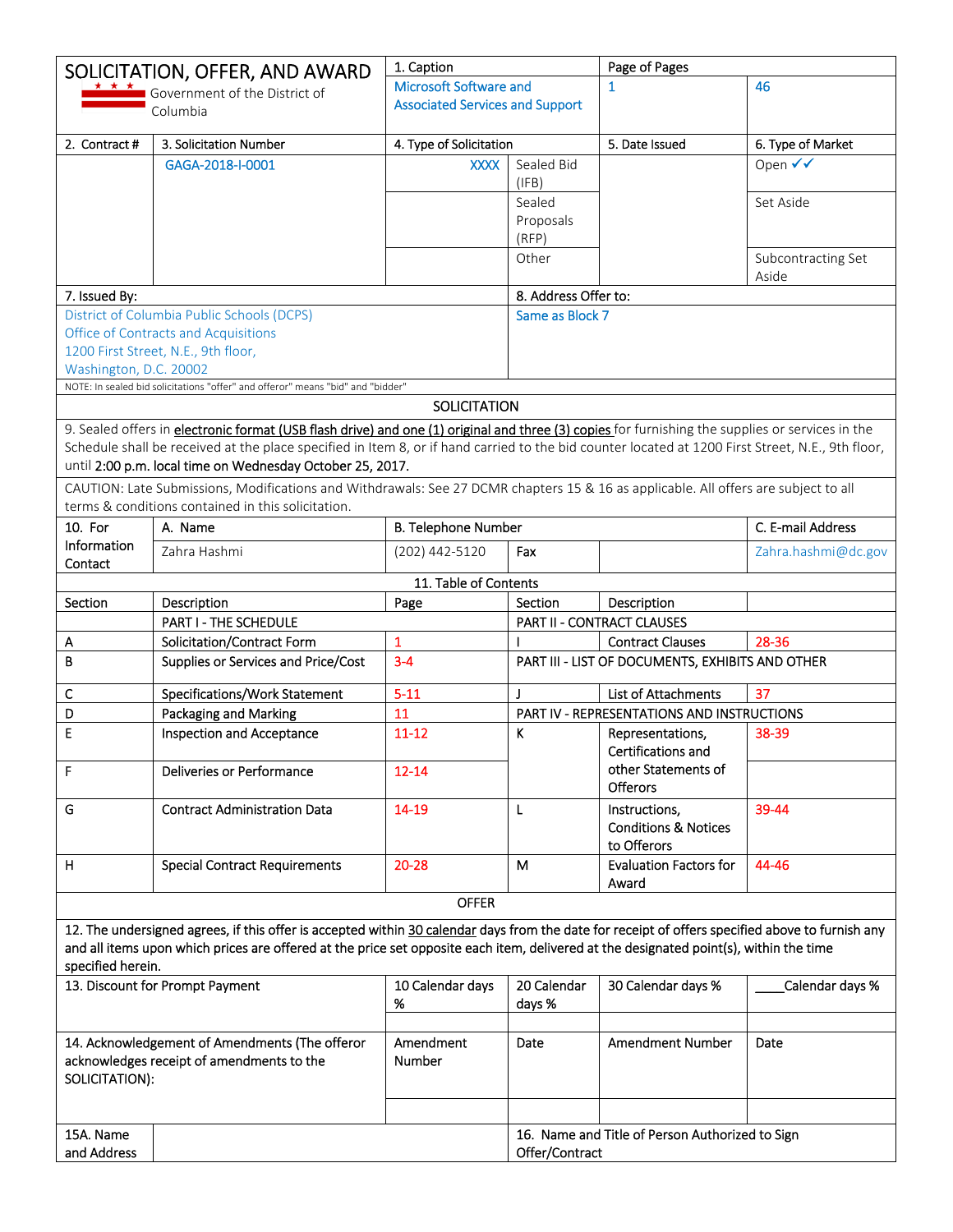# SOLICITATION, OFFER, AND AWARD

Government of the District of Columbia

| 1. Caption | Page of Pages | |
|---|---|---|
| Microsoft Software and Associated Services and Support | 1 | 46 |

| 2. Contract # | 3. Solicitation Number | 4. Type of Solicitation | | 5. Date Issued | 6. Type of Market |
|---|---|---|---|---|---|
| | GAGA-2018-I-0001 | XXXX | Sealed Bid (IFB) | | Open ✓✓ |
| | | | Sealed Proposals (RFP) | | Set Aside |
| | | | Other | | Subcontracting Set Aside |

| 7. Issued By: | 8. Address Offer to: |
|---|---|
| District of Columbia Public Schools (DCPS)<br>Office of Contracts and Acquisitions<br>1200 First Street, N.E., 9th floor,<br>Washington, D.C. 20002 | Same as Block 7 |

NOTE: In sealed bid solicitations "offer" and offeror" means "bid" and "bidder"

## SOLICITATION

9. Sealed offers in electronic format (USB flash drive) and one (1) original and three (3) copies for furnishing the supplies or services in the Schedule shall be received at the place specified in Item 8, or if hand carried to the bid counter located at 1200 First Street, N.E., 9th floor, until 2:00 p.m. local time on Wednesday October 25, 2017.

CAUTION: Late Submissions, Modifications and Withdrawals: See 27 DCMR chapters 15 & 16 as applicable. All offers are subject to all terms & conditions contained in this solicitation.

| 10. For Information Contact | A. Name | B. Telephone Number | Fax | | C. E-mail Address |
|---|---|---|---|---|---|
| | Zahra Hashmi | (202) 442-5120 | | | Zahra.hashmi@dc.gov |

### 11. Table of Contents

| Section | Description | Page | Section | Description | Page |
|---|---|---|---|---|---|
| | PART I - THE SCHEDULE | | | PART II - CONTRACT CLAUSES | |
| A | Solicitation/Contract Form | 1 | I | Contract Clauses | 28-36 |
| B | Supplies or Services and Price/Cost | 3-4 | | PART III - LIST OF DOCUMENTS, EXHIBITS AND OTHER | |
| C | Specifications/Work Statement | 5-11 | J | List of Attachments | 37 |
| D | Packaging and Marking | 11 | | PART IV - REPRESENTATIONS AND INSTRUCTIONS | |
| E | Inspection and Acceptance | 11-12 | K | Representations, Certifications and other Statements of Offerors | 38-39 |
| F | Deliveries or Performance | 12-14 | | | |
| G | Contract Administration Data | 14-19 | L | Instructions, Conditions & Notices to Offerors | 39-44 |
| H | Special Contract Requirements | 20-28 | M | Evaluation Factors for Award | 44-46 |

## OFFER

12. The undersigned agrees, if this offer is accepted within 30 calendar days from the date for receipt of offers specified above to furnish any and all items upon which prices are offered at the price set opposite each item, delivered at the designated point(s), within the time specified herein.

| 13. Discount for Prompt Payment | 10 Calendar days % | 20 Calendar days % | 30 Calendar days % | ____Calendar days % |
|---|---|---|---|---|
| | | | | |

| 14. Acknowledgement of Amendments (The offeror acknowledges receipt of amendments to the SOLICITATION): | Amendment Number | Date | Amendment Number | Date |
|---|---|---|---|---|
| | | | | |

| 15A. Name and Address | | 16. Name and Title of Person Authorized to Sign Offer/Contract |
|---|---|---|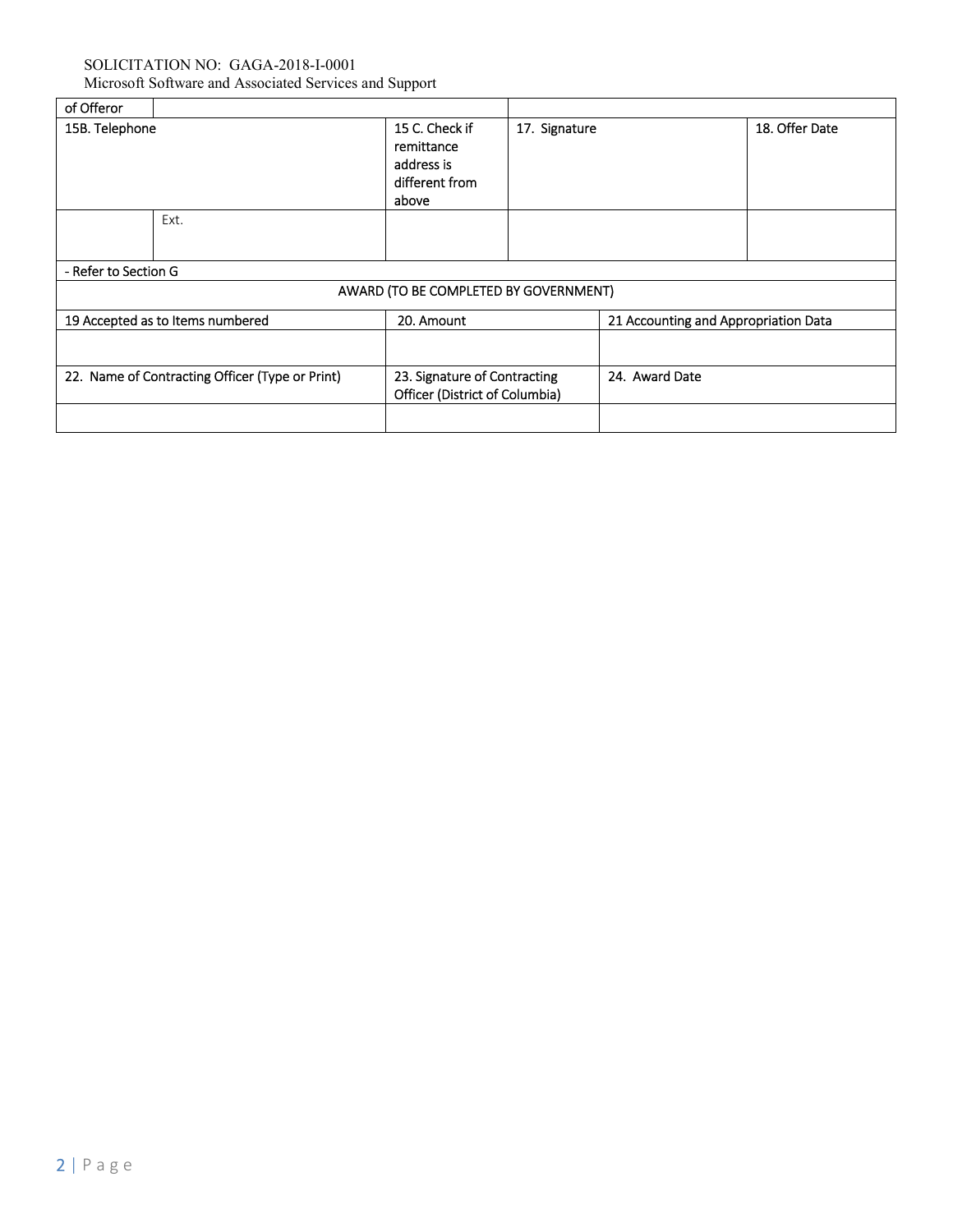| of Offeror | | | | |
|---|---|---|---|---|
| 15B. Telephone | | 15 C. Check if remittance address is different from above | 17. Signature | 18. Offer Date |
| | Ext. | | | |
| - Refer to Section G | | | | |

| AWARD (TO BE COMPLETED BY GOVERNMENT) | | |
|---|---|---|
| 19 Accepted as to Items numbered | 20. Amount | 21 Accounting and Appropriation Data |
| | | |
| 22. Name of Contracting Officer (Type or Print) | 23. Signature of Contracting Officer (District of Columbia) | 24. Award Date |
| | | |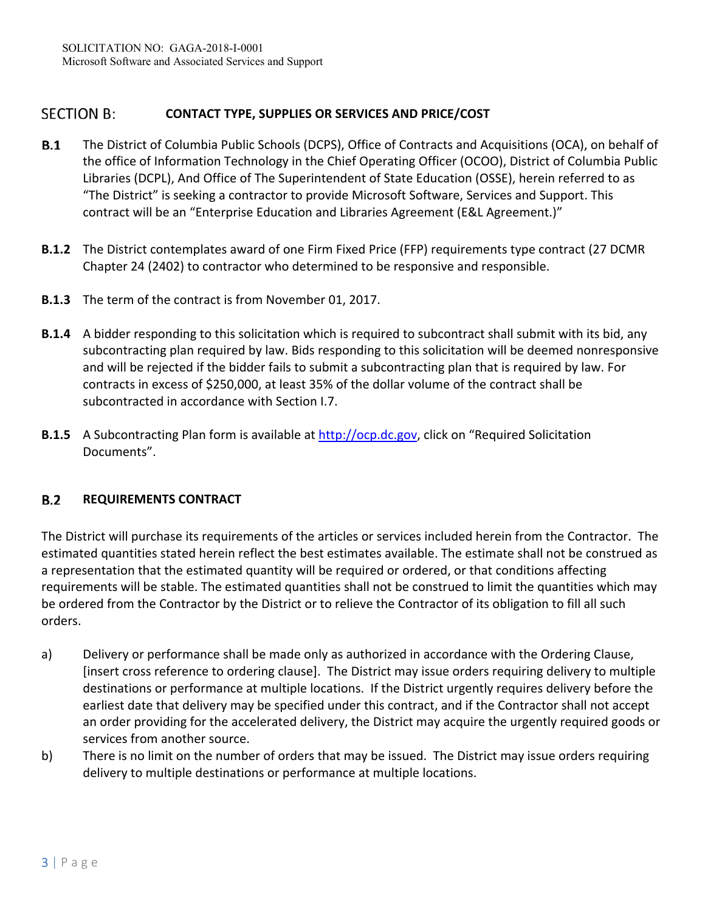## SECTION B: CONTACT TYPE, SUPPLIES OR SERVICES AND PRICE/COST

**B.1** The District of Columbia Public Schools (DCPS), Office of Contracts and Acquisitions (OCA), on behalf of the office of Information Technology in the Chief Operating Officer (OCOO), District of Columbia Public Libraries (DCPL), And Office of The Superintendent of State Education (OSSE), herein referred to as "The District" is seeking a contractor to provide Microsoft Software, Services and Support. This contract will be an "Enterprise Education and Libraries Agreement (E&L Agreement.)"

**B.1.2** The District contemplates award of one Firm Fixed Price (FFP) requirements type contract (27 DCMR Chapter 24 (2402) to contractor who determined to be responsive and responsible.

**B.1.3** The term of the contract is from November 01, 2017.

**B.1.4** A bidder responding to this solicitation which is required to subcontract shall submit with its bid, any subcontracting plan required by law. Bids responding to this solicitation will be deemed nonresponsive and will be rejected if the bidder fails to submit a subcontracting plan that is required by law. For contracts in excess of $250,000, at least 35% of the dollar volume of the contract shall be subcontracted in accordance with Section I.7.

**B.1.5** A Subcontracting Plan form is available at http://ocp.dc.gov, click on "Required Solicitation Documents".

### B.2 REQUIREMENTS CONTRACT

The District will purchase its requirements of the articles or services included herein from the Contractor. The estimated quantities stated herein reflect the best estimates available. The estimate shall not be construed as a representation that the estimated quantity will be required or ordered, or that conditions affecting requirements will be stable. The estimated quantities shall not be construed to limit the quantities which may be ordered from the Contractor by the District or to relieve the Contractor of its obligation to fill all such orders.

a) Delivery or performance shall be made only as authorized in accordance with the Ordering Clause, [insert cross reference to ordering clause]. The District may issue orders requiring delivery to multiple destinations or performance at multiple locations. If the District urgently requires delivery before the earliest date that delivery may be specified under this contract, and if the Contractor shall not accept an order providing for the accelerated delivery, the District may acquire the urgently required goods or services from another source.

b) There is no limit on the number of orders that may be issued. The District may issue orders requiring delivery to multiple destinations or performance at multiple locations.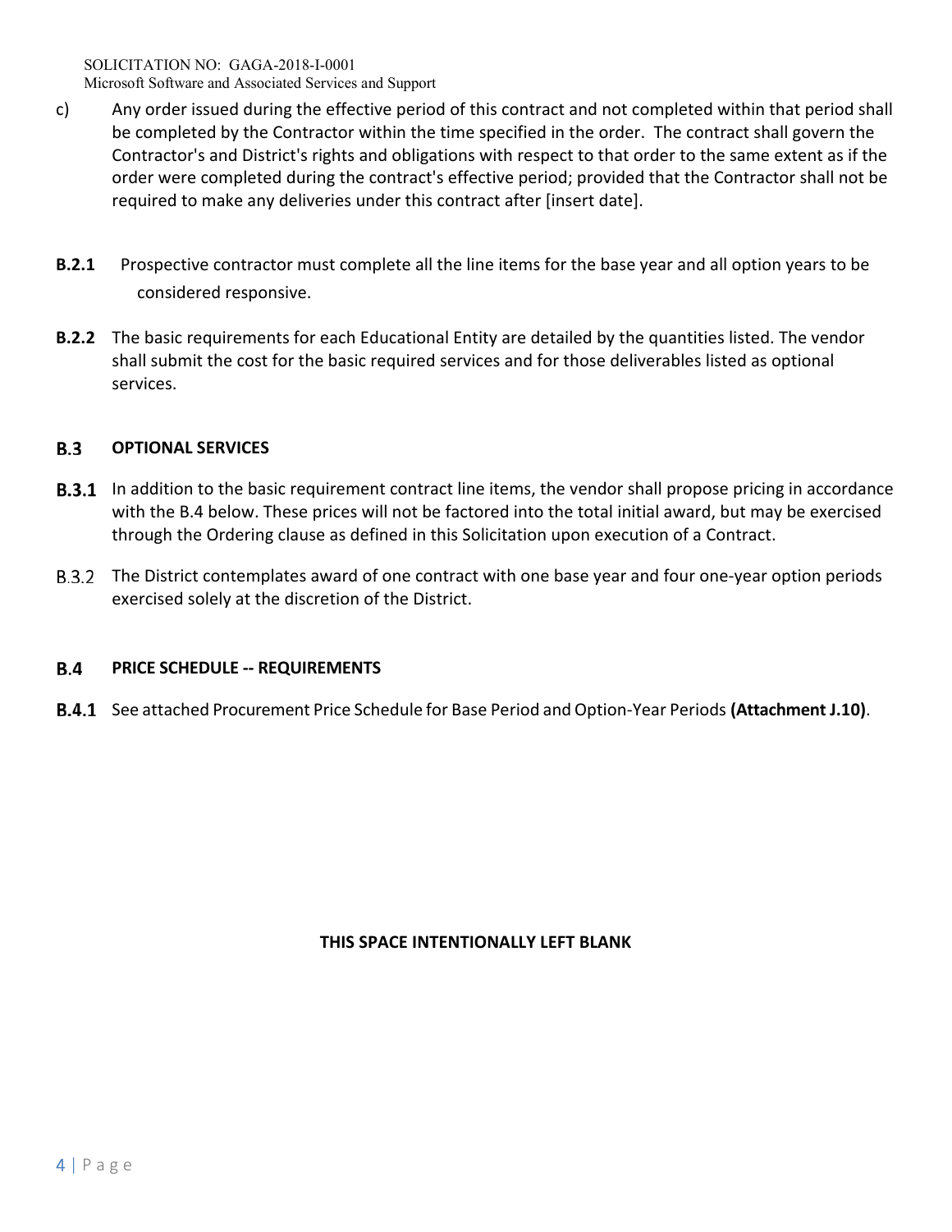c) Any order issued during the effective period of this contract and not completed within that period shall be completed by the Contractor within the time specified in the order. The contract shall govern the Contractor's and District's rights and obligations with respect to that order to the same extent as if the order were completed during the contract's effective period; provided that the Contractor shall not be required to make any deliveries under this contract after [insert date].

**B.2.1** Prospective contractor must complete all the line items for the base year and all option years to be considered responsive.

**B.2.2** The basic requirements for each Educational Entity are detailed by the quantities listed. The vendor shall submit the cost for the basic required services and for those deliverables listed as optional services.

## B.3 OPTIONAL SERVICES

**B.3.1** In addition to the basic requirement contract line items, the vendor shall propose pricing in accordance with the B.4 below. These prices will not be factored into the total initial award, but may be exercised through the Ordering clause as defined in this Solicitation upon execution of a Contract.

B.3.2 The District contemplates award of one contract with one base year and four one-year option periods exercised solely at the discretion of the District.

## B.4 PRICE SCHEDULE -- REQUIREMENTS

**B.4.1** See attached Procurement Price Schedule for Base Period and Option-Year Periods **(Attachment J.10)**.

**THIS SPACE INTENTIONALLY LEFT BLANK**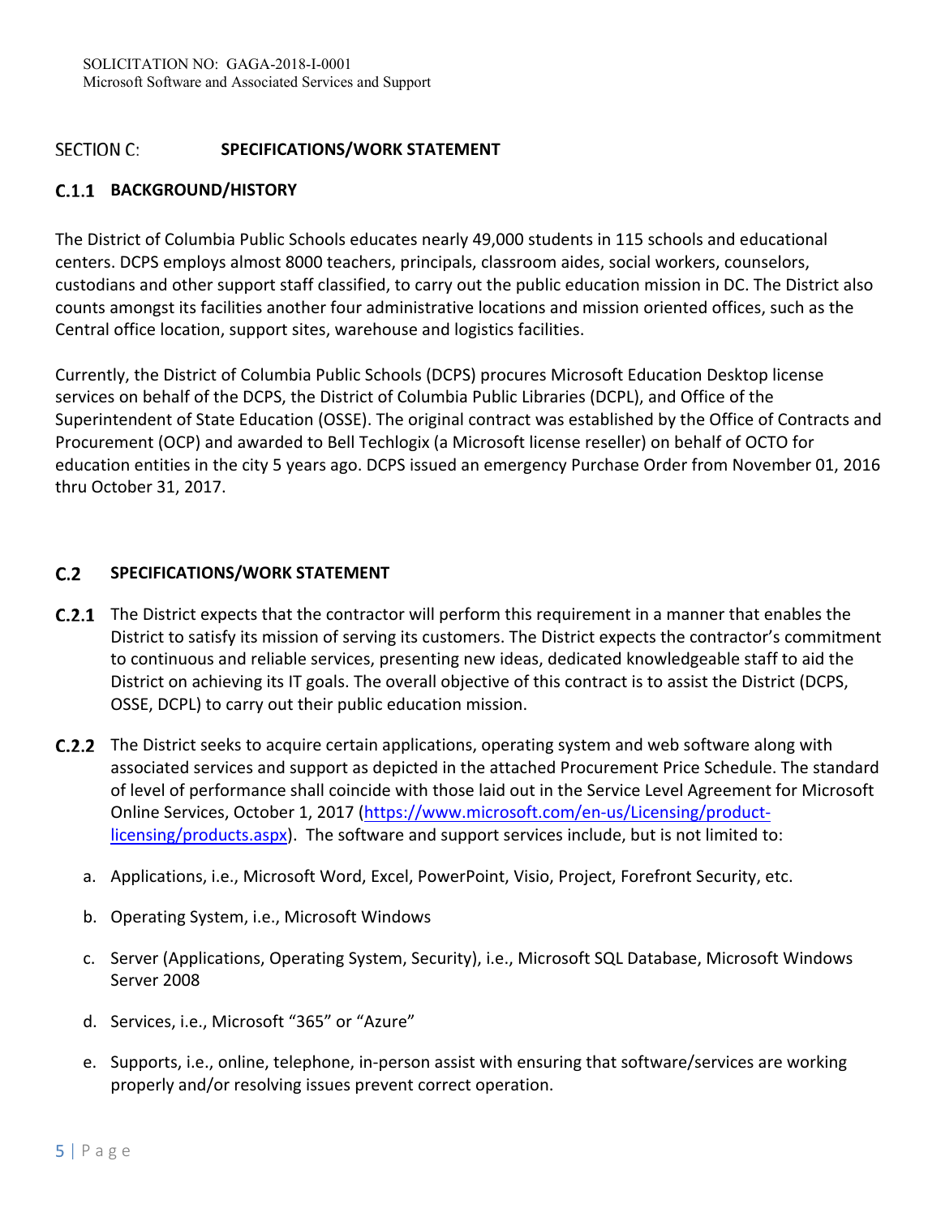## SECTION C: SPECIFICATIONS/WORK STATEMENT

### C.1.1 BACKGROUND/HISTORY

The District of Columbia Public Schools educates nearly 49,000 students in 115 schools and educational centers. DCPS employs almost 8000 teachers, principals, classroom aides, social workers, counselors, custodians and other support staff classified, to carry out the public education mission in DC. The District also counts amongst its facilities another four administrative locations and mission oriented offices, such as the Central office location, support sites, warehouse and logistics facilities.

Currently, the District of Columbia Public Schools (DCPS) procures Microsoft Education Desktop license services on behalf of the DCPS, the District of Columbia Public Libraries (DCPL), and Office of the Superintendent of State Education (OSSE). The original contract was established by the Office of Contracts and Procurement (OCP) and awarded to Bell Techlogix (a Microsoft license reseller) on behalf of OCTO for education entities in the city 5 years ago. DCPS issued an emergency Purchase Order from November 01, 2016 thru October 31, 2017.

### C.2 SPECIFICATIONS/WORK STATEMENT

**C.2.1** The District expects that the contractor will perform this requirement in a manner that enables the District to satisfy its mission of serving its customers. The District expects the contractor's commitment to continuous and reliable services, presenting new ideas, dedicated knowledgeable staff to aid the District on achieving its IT goals. The overall objective of this contract is to assist the District (DCPS, OSSE, DCPL) to carry out their public education mission.

**C.2.2** The District seeks to acquire certain applications, operating system and web software along with associated services and support as depicted in the attached Procurement Price Schedule. The standard of level of performance shall coincide with those laid out in the Service Level Agreement for Microsoft Online Services, October 1, 2017 ([https://www.microsoft.com/en-us/Licensing/product-licensing/products.aspx](https://www.microsoft.com/en-us/Licensing/product-licensing/products.aspx)). The software and support services include, but is not limited to:

a. Applications, i.e., Microsoft Word, Excel, PowerPoint, Visio, Project, Forefront Security, etc.

b. Operating System, i.e., Microsoft Windows

c. Server (Applications, Operating System, Security), i.e., Microsoft SQL Database, Microsoft Windows Server 2008

d. Services, i.e., Microsoft "365" or "Azure"

e. Supports, i.e., online, telephone, in-person assist with ensuring that software/services are working properly and/or resolving issues prevent correct operation.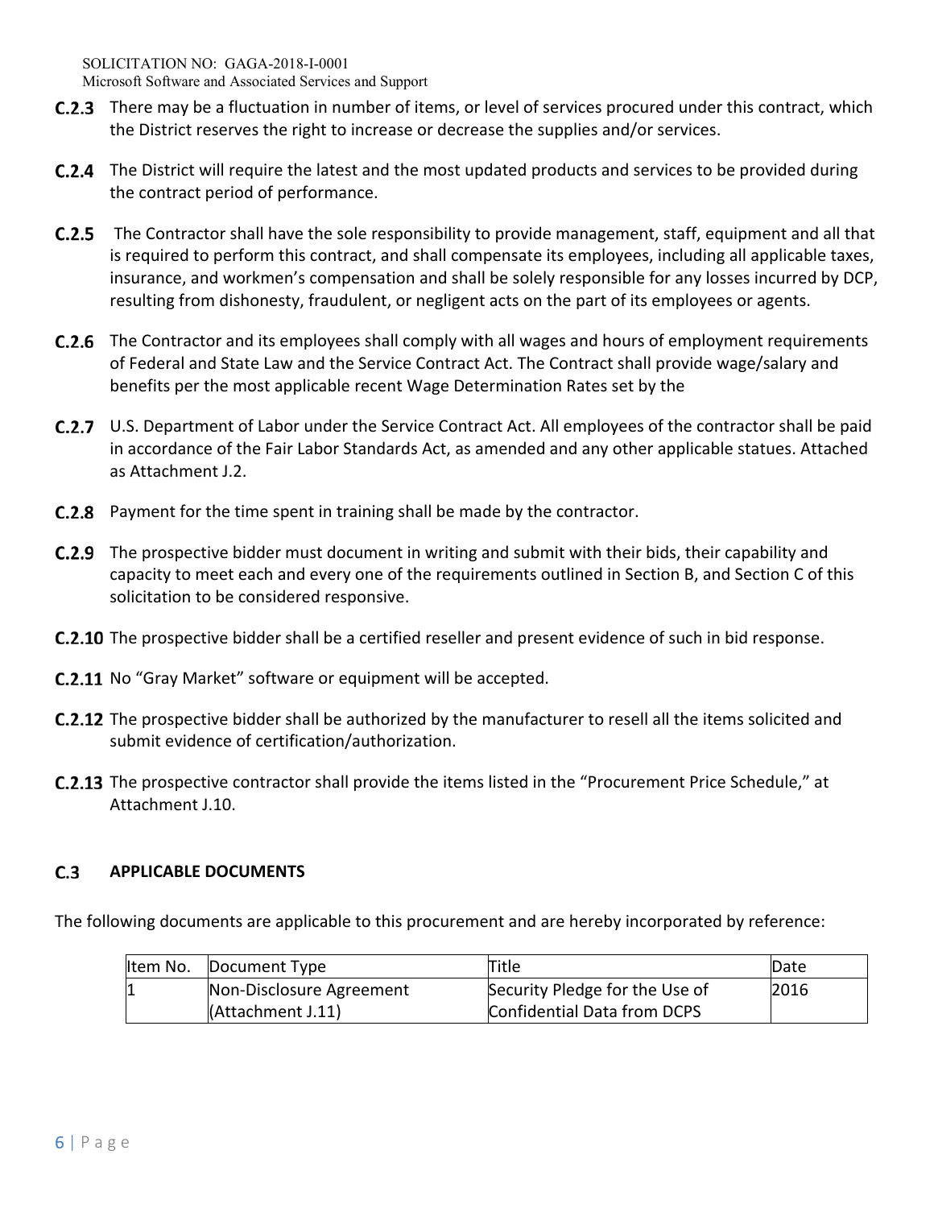**C.2.3** There may be a fluctuation in number of items, or level of services procured under this contract, which the District reserves the right to increase or decrease the supplies and/or services.

**C.2.4** The District will require the latest and the most updated products and services to be provided during the contract period of performance.

**C.2.5** The Contractor shall have the sole responsibility to provide management, staff, equipment and all that is required to perform this contract, and shall compensate its employees, including all applicable taxes, insurance, and workmen's compensation and shall be solely responsible for any losses incurred by DCP, resulting from dishonesty, fraudulent, or negligent acts on the part of its employees or agents.

**C.2.6** The Contractor and its employees shall comply with all wages and hours of employment requirements of Federal and State Law and the Service Contract Act. The Contract shall provide wage/salary and benefits per the most applicable recent Wage Determination Rates set by the

**C.2.7** U.S. Department of Labor under the Service Contract Act. All employees of the contractor shall be paid in accordance of the Fair Labor Standards Act, as amended and any other applicable statues. Attached as Attachment J.2.

**C.2.8** Payment for the time spent in training shall be made by the contractor.

**C.2.9** The prospective bidder must document in writing and submit with their bids, their capability and capacity to meet each and every one of the requirements outlined in Section B, and Section C of this solicitation to be considered responsive.

**C.2.10** The prospective bidder shall be a certified reseller and present evidence of such in bid response.

**C.2.11** No "Gray Market" software or equipment will be accepted.

**C.2.12** The prospective bidder shall be authorized by the manufacturer to resell all the items solicited and submit evidence of certification/authorization.

**C.2.13** The prospective contractor shall provide the items listed in the "Procurement Price Schedule," at Attachment J.10.

## C.3 APPLICABLE DOCUMENTS

The following documents are applicable to this procurement and are hereby incorporated by reference:

| Item No. | Document Type | Title | Date |
|---|---|---|---|
| 1 | Non-Disclosure Agreement (Attachment J.11) | Security Pledge for the Use of Confidential Data from DCPS | 2016 |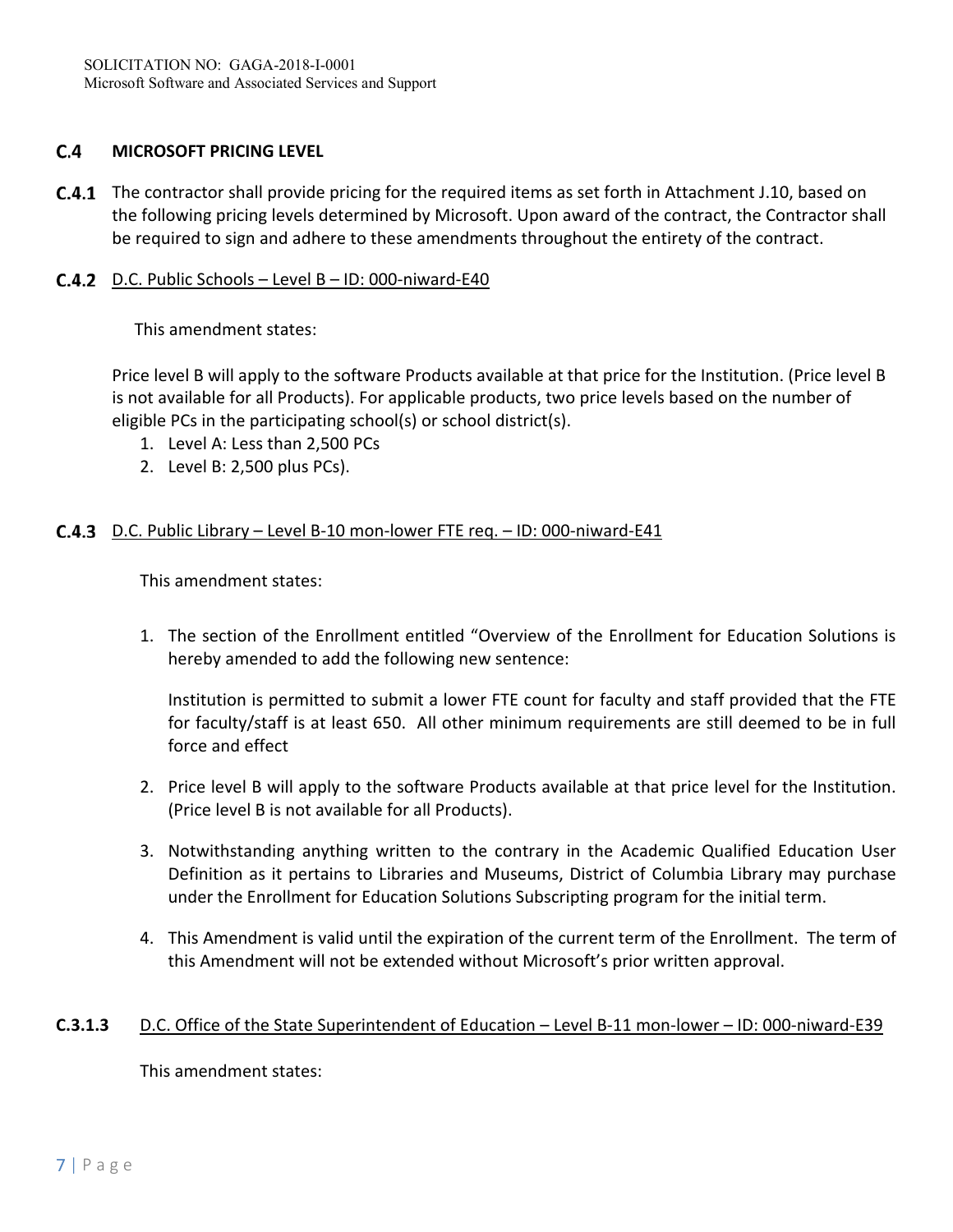## C.4 MICROSOFT PRICING LEVEL

**C.4.1** The contractor shall provide pricing for the required items as set forth in Attachment J.10, based on the following pricing levels determined by Microsoft. Upon award of the contract, the Contractor shall be required to sign and adhere to these amendments throughout the entirety of the contract.

**C.4.2** <u>D.C. Public Schools – Level B – ID: 000-niward-E40</u>

This amendment states:

Price level B will apply to the software Products available at that price for the Institution. (Price level B is not available for all Products). For applicable products, two price levels based on the number of eligible PCs in the participating school(s) or school district(s).

1. Level A: Less than 2,500 PCs
2. Level B: 2,500 plus PCs).

**C.4.3** <u>D.C. Public Library – Level B-10 mon-lower FTE req. – ID: 000-niward-E41</u>

This amendment states:

1. The section of the Enrollment entitled "Overview of the Enrollment for Education Solutions is hereby amended to add the following new sentence:

   Institution is permitted to submit a lower FTE count for faculty and staff provided that the FTE for faculty/staff is at least 650. All other minimum requirements are still deemed to be in full force and effect

2. Price level B will apply to the software Products available at that price level for the Institution. (Price level B is not available for all Products).

3. Notwithstanding anything written to the contrary in the Academic Qualified Education User Definition as it pertains to Libraries and Museums, District of Columbia Library may purchase under the Enrollment for Education Solutions Subscripting program for the initial term.

4. This Amendment is valid until the expiration of the current term of the Enrollment. The term of this Amendment will not be extended without Microsoft's prior written approval.

**C.3.1.3** <u>D.C. Office of the State Superintendent of Education – Level B-11 mon-lower – ID: 000-niward-E39</u>

This amendment states: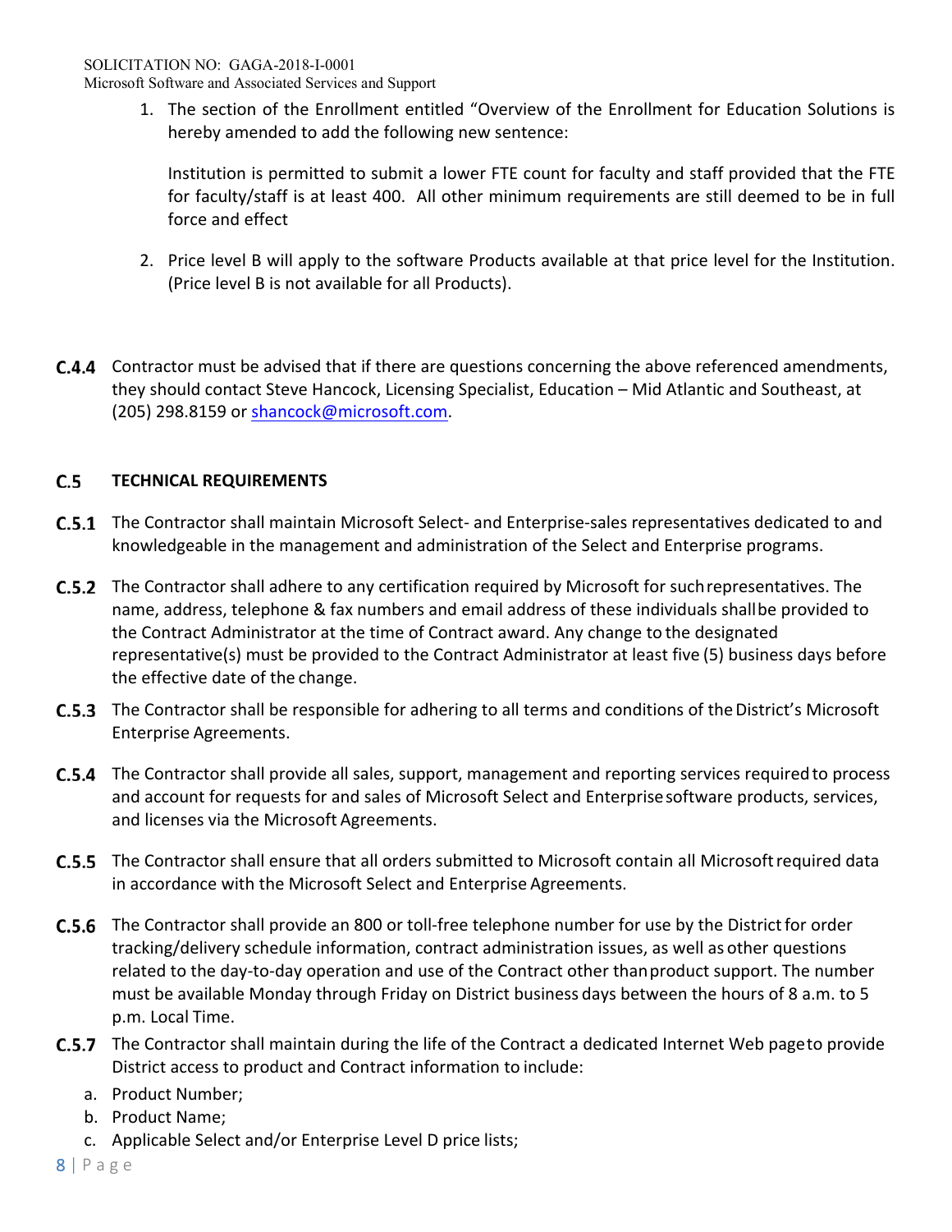1. The section of the Enrollment entitled "Overview of the Enrollment for Education Solutions is hereby amended to add the following new sentence:

   Institution is permitted to submit a lower FTE count for faculty and staff provided that the FTE for faculty/staff is at least 400. All other minimum requirements are still deemed to be in full force and effect

2. Price level B will apply to the software Products available at that price level for the Institution. (Price level B is not available for all Products).

**C.4.4** Contractor must be advised that if there are questions concerning the above referenced amendments, they should contact Steve Hancock, Licensing Specialist, Education – Mid Atlantic and Southeast, at (205) 298.8159 or shancock@microsoft.com.

## C.5 TECHNICAL REQUIREMENTS

**C.5.1** The Contractor shall maintain Microsoft Select- and Enterprise-sales representatives dedicated to and knowledgeable in the management and administration of the Select and Enterprise programs.

**C.5.2** The Contractor shall adhere to any certification required by Microsoft for such representatives. The name, address, telephone & fax numbers and email address of these individuals shall be provided to the Contract Administrator at the time of Contract award. Any change to the designated representative(s) must be provided to the Contract Administrator at least five (5) business days before the effective date of the change.

**C.5.3** The Contractor shall be responsible for adhering to all terms and conditions of the District's Microsoft Enterprise Agreements.

**C.5.4** The Contractor shall provide all sales, support, management and reporting services required to process and account for requests for and sales of Microsoft Select and Enterprise software products, services, and licenses via the Microsoft Agreements.

**C.5.5** The Contractor shall ensure that all orders submitted to Microsoft contain all Microsoft required data in accordance with the Microsoft Select and Enterprise Agreements.

**C.5.6** The Contractor shall provide an 800 or toll-free telephone number for use by the District for order tracking/delivery schedule information, contract administration issues, as well as other questions related to the day-to-day operation and use of the Contract other than product support. The number must be available Monday through Friday on District business days between the hours of 8 a.m. to 5 p.m. Local Time.

**C.5.7** The Contractor shall maintain during the life of the Contract a dedicated Internet Web page to provide District access to product and Contract information to include:

a. Product Number;
b. Product Name;
c. Applicable Select and/or Enterprise Level D price lists;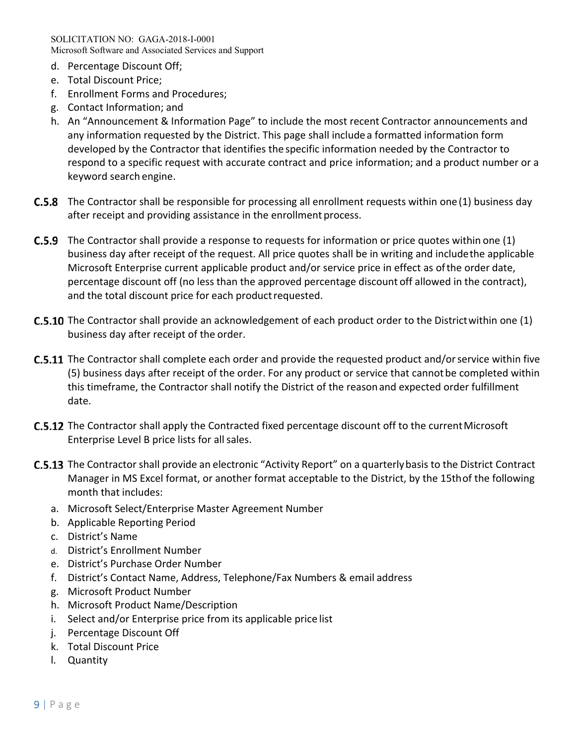d. Percentage Discount Off;
e. Total Discount Price;
f. Enrollment Forms and Procedures;
g. Contact Information; and
h. An "Announcement & Information Page" to include the most recent Contractor announcements and any information requested by the District. This page shall include a formatted information form developed by the Contractor that identifies the specific information needed by the Contractor to respond to a specific request with accurate contract and price information; and a product number or a keyword search engine.

**C.5.8** The Contractor shall be responsible for processing all enrollment requests within one (1) business day after receipt and providing assistance in the enrollment process.

**C.5.9** The Contractor shall provide a response to requests for information or price quotes within one (1) business day after receipt of the request. All price quotes shall be in writing and include the applicable Microsoft Enterprise current applicable product and/or service price in effect as of the order date, percentage discount off (no less than the approved percentage discount off allowed in the contract), and the total discount price for each product requested.

**C.5.10** The Contractor shall provide an acknowledgement of each product order to the District within one (1) business day after receipt of the order.

**C.5.11** The Contractor shall complete each order and provide the requested product and/or service within five (5) business days after receipt of the order. For any product or service that cannot be completed within this timeframe, the Contractor shall notify the District of the reason and expected order fulfillment date.

**C.5.12** The Contractor shall apply the Contracted fixed percentage discount off to the current Microsoft Enterprise Level B price lists for all sales.

**C.5.13** The Contractor shall provide an electronic "Activity Report" on a quarterly basis to the District Contract Manager in MS Excel format, or another format acceptable to the District, by the 15th of the following month that includes:

a. Microsoft Select/Enterprise Master Agreement Number
b. Applicable Reporting Period
c. District's Name
d. District's Enrollment Number
e. District's Purchase Order Number
f. District's Contact Name, Address, Telephone/Fax Numbers & email address
g. Microsoft Product Number
h. Microsoft Product Name/Description
i. Select and/or Enterprise price from its applicable price list
j. Percentage Discount Off
k. Total Discount Price
l. Quantity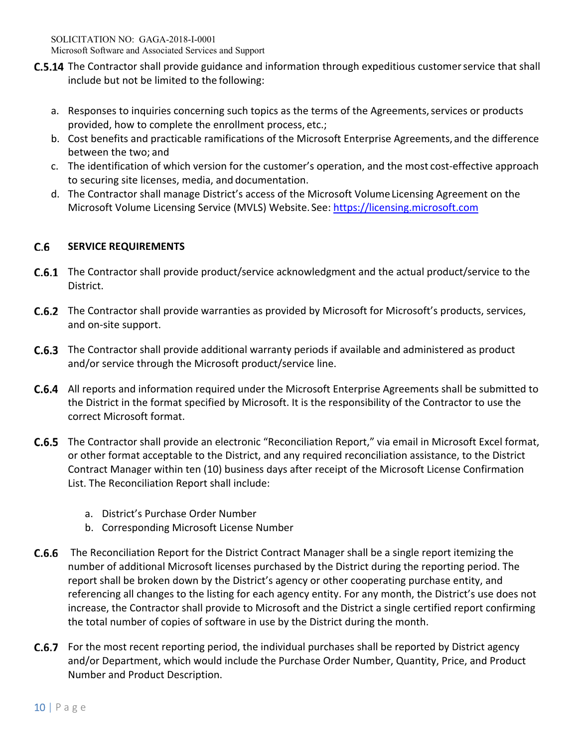**C.5.14** The Contractor shall provide guidance and information through expeditious customer service that shall include but not be limited to the following:

a. Responses to inquiries concerning such topics as the terms of the Agreements, services or products provided, how to complete the enrollment process, etc.;
b. Cost benefits and practicable ramifications of the Microsoft Enterprise Agreements, and the difference between the two; and
c. The identification of which version for the customer's operation, and the most cost-effective approach to securing site licenses, media, and documentation.
d. The Contractor shall manage District's access of the Microsoft Volume Licensing Agreement on the Microsoft Volume Licensing Service (MVLS) Website. See: https://licensing.microsoft.com

## C.6 SERVICE REQUIREMENTS

**C.6.1** The Contractor shall provide product/service acknowledgment and the actual product/service to the District.

**C.6.2** The Contractor shall provide warranties as provided by Microsoft for Microsoft's products, services, and on-site support.

**C.6.3** The Contractor shall provide additional warranty periods if available and administered as product and/or service through the Microsoft product/service line.

**C.6.4** All reports and information required under the Microsoft Enterprise Agreements shall be submitted to the District in the format specified by Microsoft. It is the responsibility of the Contractor to use the correct Microsoft format.

**C.6.5** The Contractor shall provide an electronic "Reconciliation Report," via email in Microsoft Excel format, or other format acceptable to the District, and any required reconciliation assistance, to the District Contract Manager within ten (10) business days after receipt of the Microsoft License Confirmation List. The Reconciliation Report shall include:

a. District's Purchase Order Number
b. Corresponding Microsoft License Number

**C.6.6** The Reconciliation Report for the District Contract Manager shall be a single report itemizing the number of additional Microsoft licenses purchased by the District during the reporting period. The report shall be broken down by the District's agency or other cooperating purchase entity, and referencing all changes to the listing for each agency entity. For any month, the District's use does not increase, the Contractor shall provide to Microsoft and the District a single certified report confirming the total number of copies of software in use by the District during the month.

**C.6.7** For the most recent reporting period, the individual purchases shall be reported by District agency and/or Department, which would include the Purchase Order Number, Quantity, Price, and Product Number and Product Description.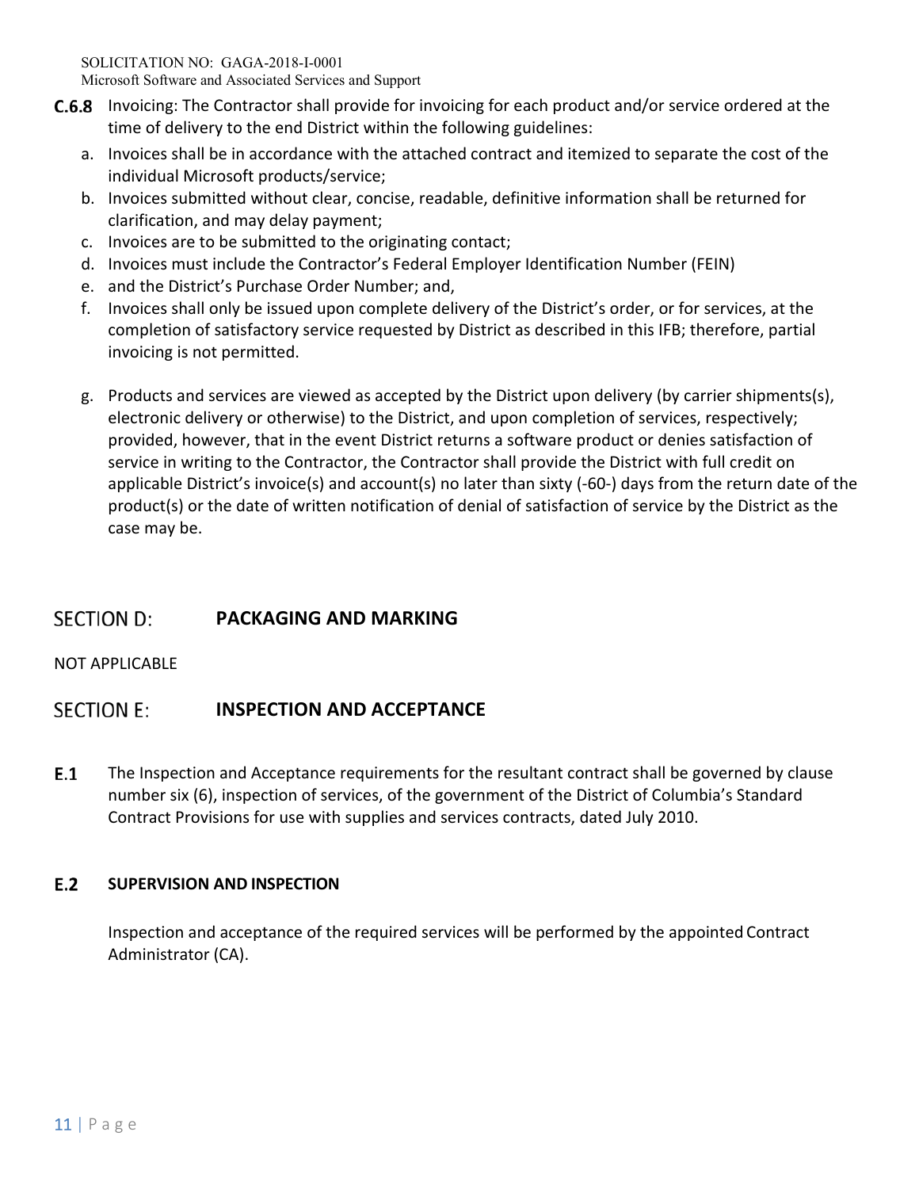**C.6.8** Invoicing: The Contractor shall provide for invoicing for each product and/or service ordered at the time of delivery to the end District within the following guidelines:

a. Invoices shall be in accordance with the attached contract and itemized to separate the cost of the individual Microsoft products/service;
b. Invoices submitted without clear, concise, readable, definitive information shall be returned for clarification, and may delay payment;
c. Invoices are to be submitted to the originating contact;
d. Invoices must include the Contractor's Federal Employer Identification Number (FEIN)
e. and the District's Purchase Order Number; and,
f. Invoices shall only be issued upon complete delivery of the District's order, or for services, at the completion of satisfactory service requested by District as described in this IFB; therefore, partial invoicing is not permitted.
g. Products and services are viewed as accepted by the District upon delivery (by carrier shipments(s), electronic delivery or otherwise) to the District, and upon completion of services, respectively; provided, however, that in the event District returns a software product or denies satisfaction of service in writing to the Contractor, the Contractor shall provide the District with full credit on applicable District's invoice(s) and account(s) no later than sixty (-60-) days from the return date of the product(s) or the date of written notification of denial of satisfaction of service by the District as the case may be.

## SECTION D: PACKAGING AND MARKING

NOT APPLICABLE

## SECTION E: INSPECTION AND ACCEPTANCE

**E.1** The Inspection and Acceptance requirements for the resultant contract shall be governed by clause number six (6), inspection of services, of the government of the District of Columbia's Standard Contract Provisions for use with supplies and services contracts, dated July 2010.

### E.2 SUPERVISION AND INSPECTION

Inspection and acceptance of the required services will be performed by the appointed Contract Administrator (CA).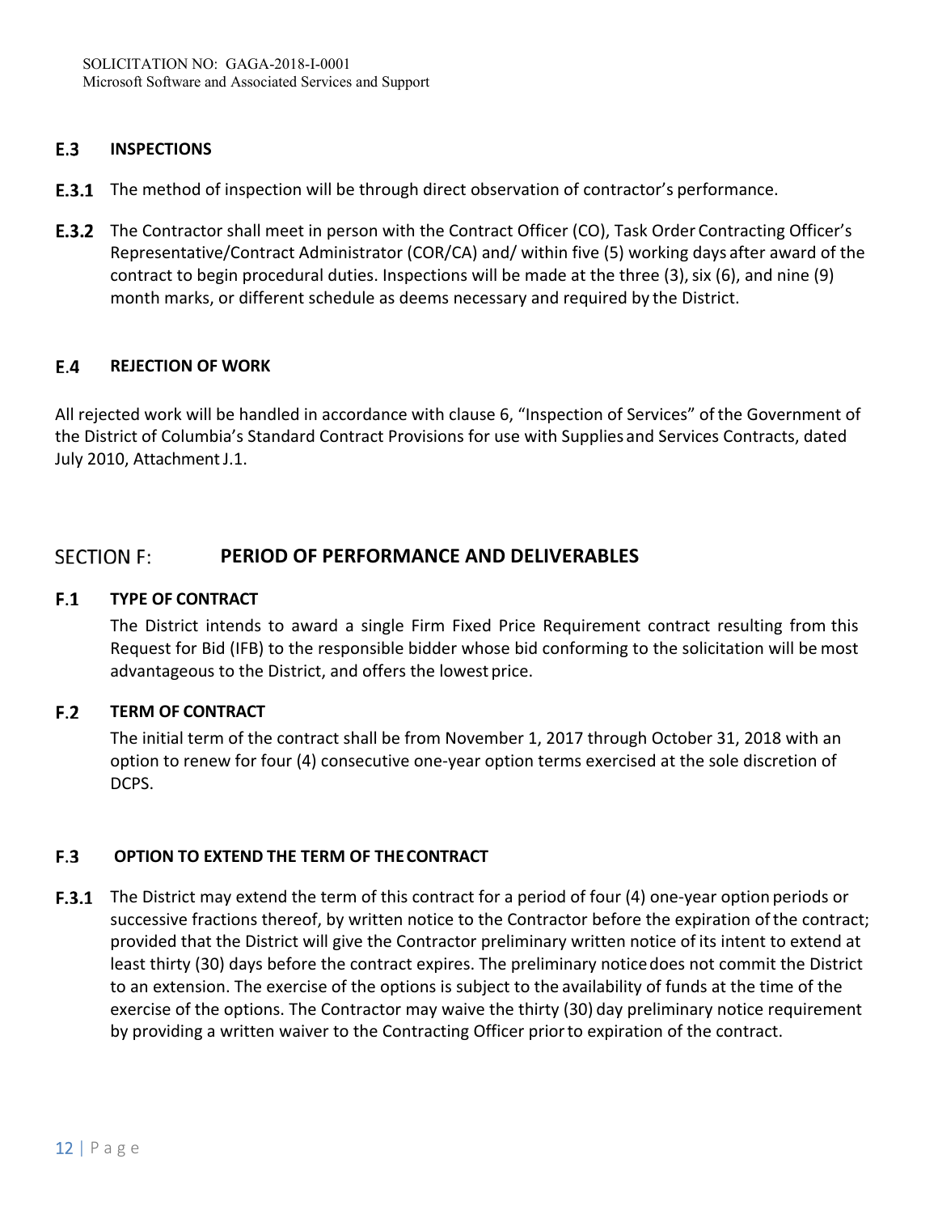### E.3 INSPECTIONS

**E.3.1** The method of inspection will be through direct observation of contractor's performance.

**E.3.2** The Contractor shall meet in person with the Contract Officer (CO), Task Order Contracting Officer's Representative/Contract Administrator (COR/CA) and/ within five (5) working days after award of the contract to begin procedural duties. Inspections will be made at the three (3), six (6), and nine (9) month marks, or different schedule as deems necessary and required by the District.

### E.4 REJECTION OF WORK

All rejected work will be handled in accordance with clause 6, "Inspection of Services" of the Government of the District of Columbia's Standard Contract Provisions for use with Supplies and Services Contracts, dated July 2010, Attachment J.1.

## SECTION F: PERIOD OF PERFORMANCE AND DELIVERABLES

### F.1 TYPE OF CONTRACT

The District intends to award a single Firm Fixed Price Requirement contract resulting from this Request for Bid (IFB) to the responsible bidder whose bid conforming to the solicitation will be most advantageous to the District, and offers the lowest price.

### F.2 TERM OF CONTRACT

The initial term of the contract shall be from November 1, 2017 through October 31, 2018 with an option to renew for four (4) consecutive one-year option terms exercised at the sole discretion of DCPS.

### F.3 OPTION TO EXTEND THE TERM OF THE CONTRACT

**F.3.1** The District may extend the term of this contract for a period of four (4) one-year option periods or successive fractions thereof, by written notice to the Contractor before the expiration of the contract; provided that the District will give the Contractor preliminary written notice of its intent to extend at least thirty (30) days before the contract expires. The preliminary notice does not commit the District to an extension. The exercise of the options is subject to the availability of funds at the time of the exercise of the options. The Contractor may waive the thirty (30) day preliminary notice requirement by providing a written waiver to the Contracting Officer prior to expiration of the contract.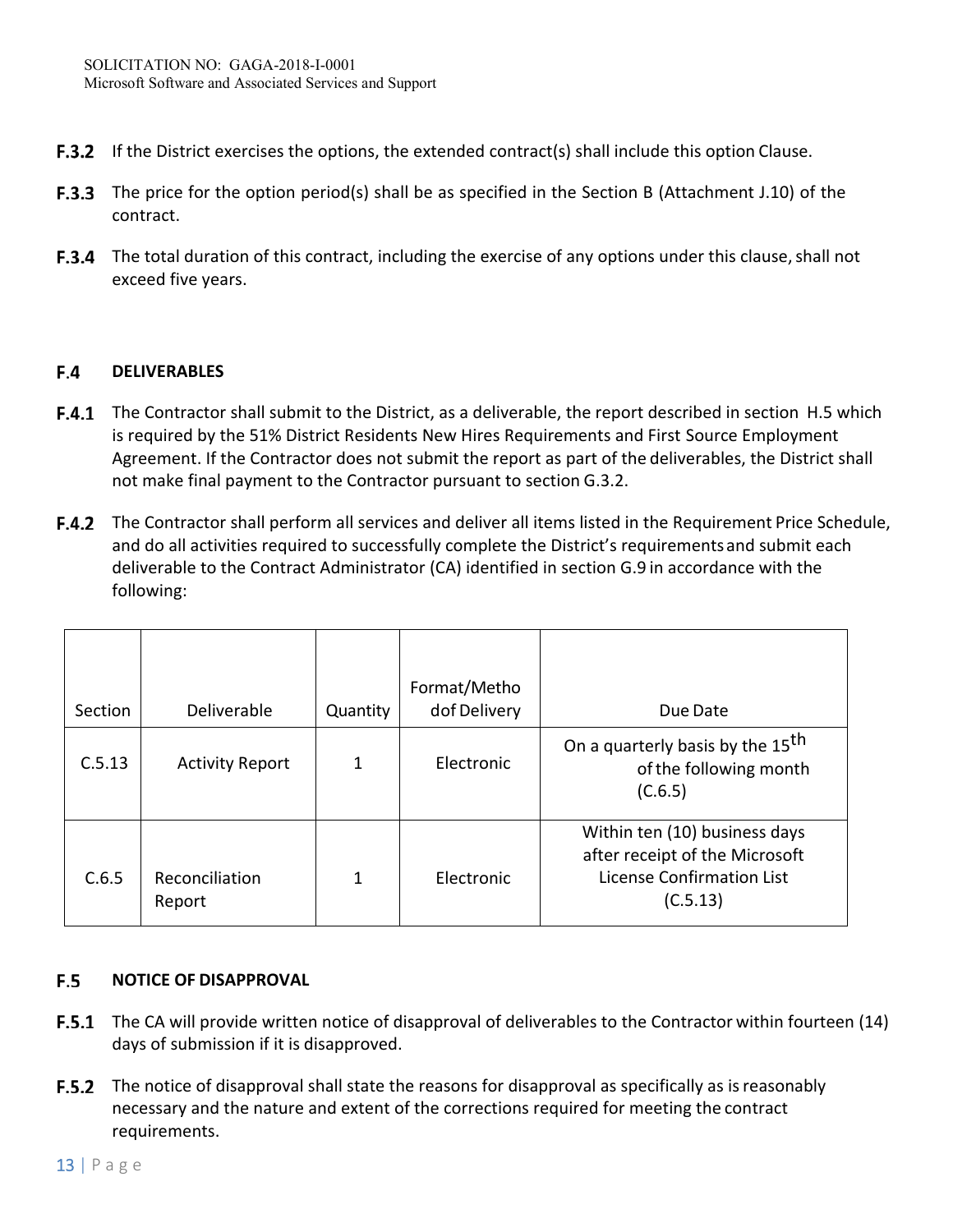**F.3.2** If the District exercises the options, the extended contract(s) shall include this option Clause.

**F.3.3** The price for the option period(s) shall be as specified in the Section B (Attachment J.10) of the contract.

**F.3.4** The total duration of this contract, including the exercise of any options under this clause, shall not exceed five years.

## F.4 DELIVERABLES

**F.4.1** The Contractor shall submit to the District, as a deliverable, the report described in section H.5 which is required by the 51% District Residents New Hires Requirements and First Source Employment Agreement. If the Contractor does not submit the report as part of the deliverables, the District shall not make final payment to the Contractor pursuant to section G.3.2.

**F.4.2** The Contractor shall perform all services and deliver all items listed in the Requirement Price Schedule, and do all activities required to successfully complete the District's requirements and submit each deliverable to the Contract Administrator (CA) identified in section G.9 in accordance with the following:

| Section | Deliverable | Quantity | Format/Method of Delivery | Due Date |
|---|---|---|---|---|
| C.5.13 | Activity Report | 1 | Electronic | On a quarterly basis by the 15th of the following month (C.6.5) |
| C.6.5 | Reconciliation Report | 1 | Electronic | Within ten (10) business days after receipt of the Microsoft License Confirmation List (C.5.13) |

## F.5 NOTICE OF DISAPPROVAL

**F.5.1** The CA will provide written notice of disapproval of deliverables to the Contractor within fourteen (14) days of submission if it is disapproved.

**F.5.2** The notice of disapproval shall state the reasons for disapproval as specifically as is reasonably necessary and the nature and extent of the corrections required for meeting the contract requirements.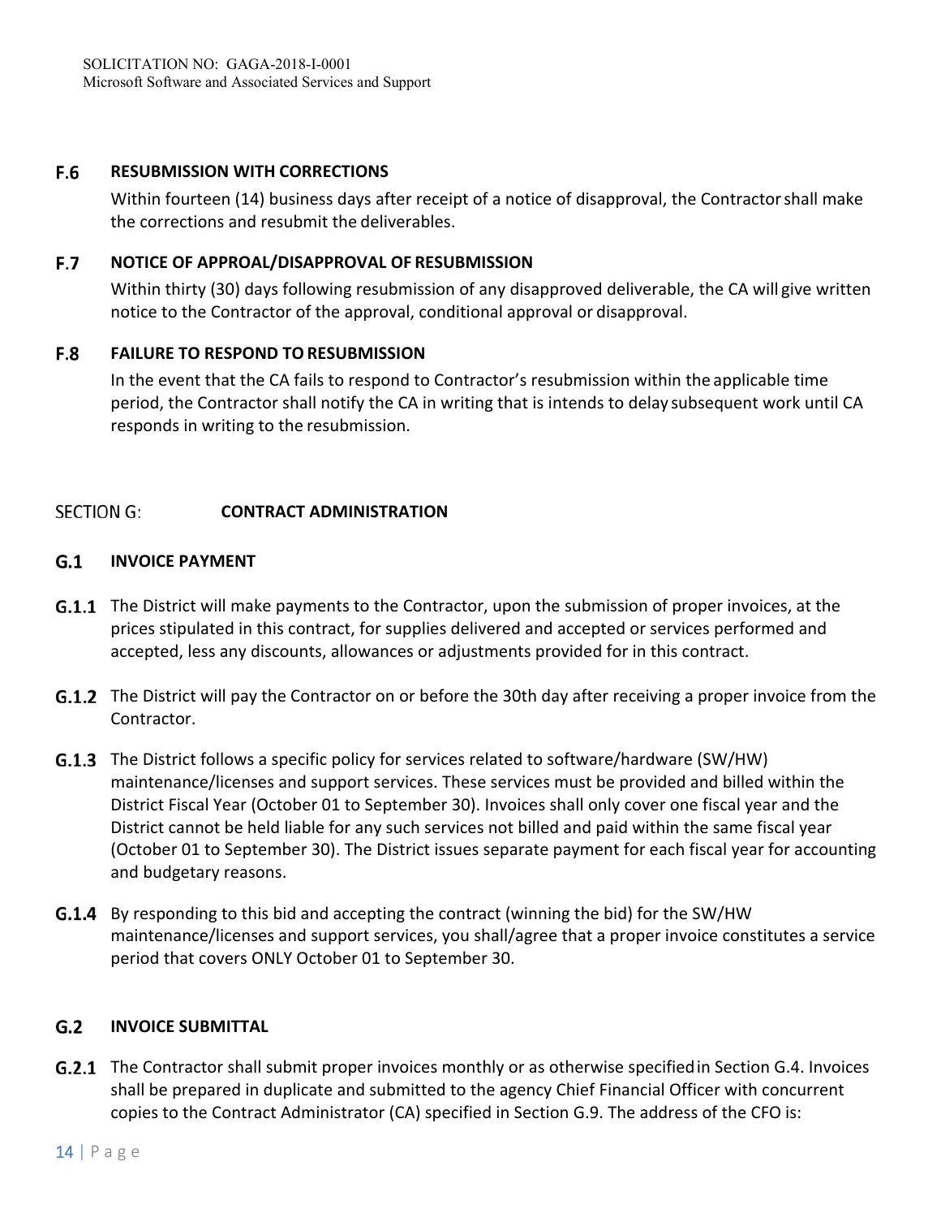### F.6 RESUBMISSION WITH CORRECTIONS

Within fourteen (14) business days after receipt of a notice of disapproval, the Contractor shall make the corrections and resubmit the deliverables.

### F.7 NOTICE OF APPROAL/DISAPPROVAL OF RESUBMISSION

Within thirty (30) days following resubmission of any disapproved deliverable, the CA will give written notice to the Contractor of the approval, conditional approval or disapproval.

### F.8 FAILURE TO RESPOND TO RESUBMISSION

In the event that the CA fails to respond to Contractor's resubmission within the applicable time period, the Contractor shall notify the CA in writing that is intends to delay subsequent work until CA responds in writing to the resubmission.

## SECTION G: CONTRACT ADMINISTRATION

### G.1 INVOICE PAYMENT

**G.1.1** The District will make payments to the Contractor, upon the submission of proper invoices, at the prices stipulated in this contract, for supplies delivered and accepted or services performed and accepted, less any discounts, allowances or adjustments provided for in this contract.

**G.1.2** The District will pay the Contractor on or before the 30th day after receiving a proper invoice from the Contractor.

**G.1.3** The District follows a specific policy for services related to software/hardware (SW/HW) maintenance/licenses and support services. These services must be provided and billed within the District Fiscal Year (October 01 to September 30). Invoices shall only cover one fiscal year and the District cannot be held liable for any such services not billed and paid within the same fiscal year (October 01 to September 30). The District issues separate payment for each fiscal year for accounting and budgetary reasons.

**G.1.4** By responding to this bid and accepting the contract (winning the bid) for the SW/HW maintenance/licenses and support services, you shall/agree that a proper invoice constitutes a service period that covers ONLY October 01 to September 30.

### G.2 INVOICE SUBMITTAL

**G.2.1** The Contractor shall submit proper invoices monthly or as otherwise specified in Section G.4. Invoices shall be prepared in duplicate and submitted to the agency Chief Financial Officer with concurrent copies to the Contract Administrator (CA) specified in Section G.9. The address of the CFO is: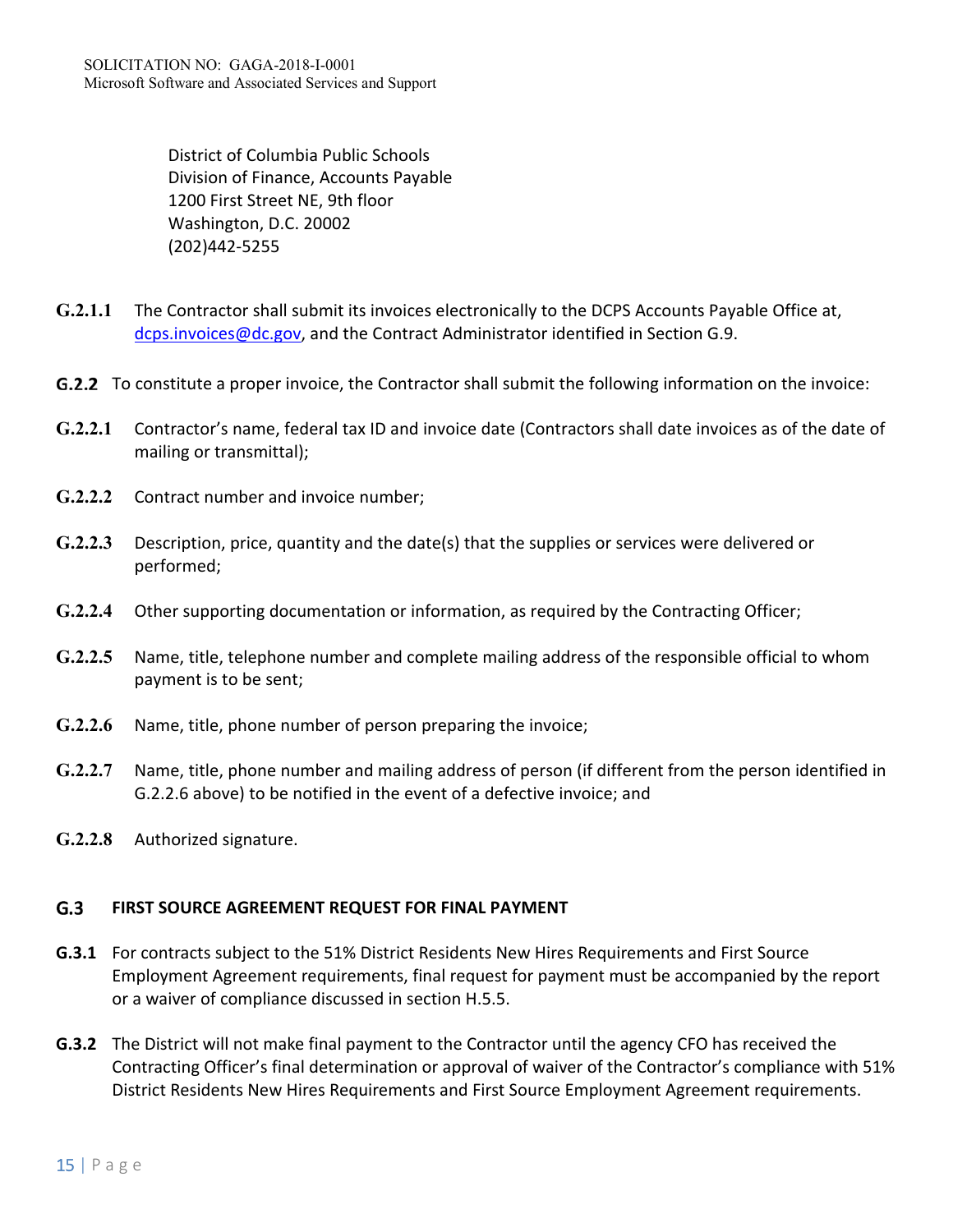District of Columbia Public Schools
Division of Finance, Accounts Payable
1200 First Street NE, 9th floor
Washington, D.C. 20002
(202)442-5255

**G.2.1.1** The Contractor shall submit its invoices electronically to the DCPS Accounts Payable Office at, dcps.invoices@dc.gov, and the Contract Administrator identified in Section G.9.

**G.2.2** To constitute a proper invoice, the Contractor shall submit the following information on the invoice:

**G.2.2.1** Contractor's name, federal tax ID and invoice date (Contractors shall date invoices as of the date of mailing or transmittal);

**G.2.2.2** Contract number and invoice number;

**G.2.2.3** Description, price, quantity and the date(s) that the supplies or services were delivered or performed;

**G.2.2.4** Other supporting documentation or information, as required by the Contracting Officer;

**G.2.2.5** Name, title, telephone number and complete mailing address of the responsible official to whom payment is to be sent;

**G.2.2.6** Name, title, phone number of person preparing the invoice;

**G.2.2.7** Name, title, phone number and mailing address of person (if different from the person identified in G.2.2.6 above) to be notified in the event of a defective invoice; and

**G.2.2.8** Authorized signature.

## G.3 FIRST SOURCE AGREEMENT REQUEST FOR FINAL PAYMENT

**G.3.1** For contracts subject to the 51% District Residents New Hires Requirements and First Source Employment Agreement requirements, final request for payment must be accompanied by the report or a waiver of compliance discussed in section H.5.5.

**G.3.2** The District will not make final payment to the Contractor until the agency CFO has received the Contracting Officer's final determination or approval of waiver of the Contractor's compliance with 51% District Residents New Hires Requirements and First Source Employment Agreement requirements.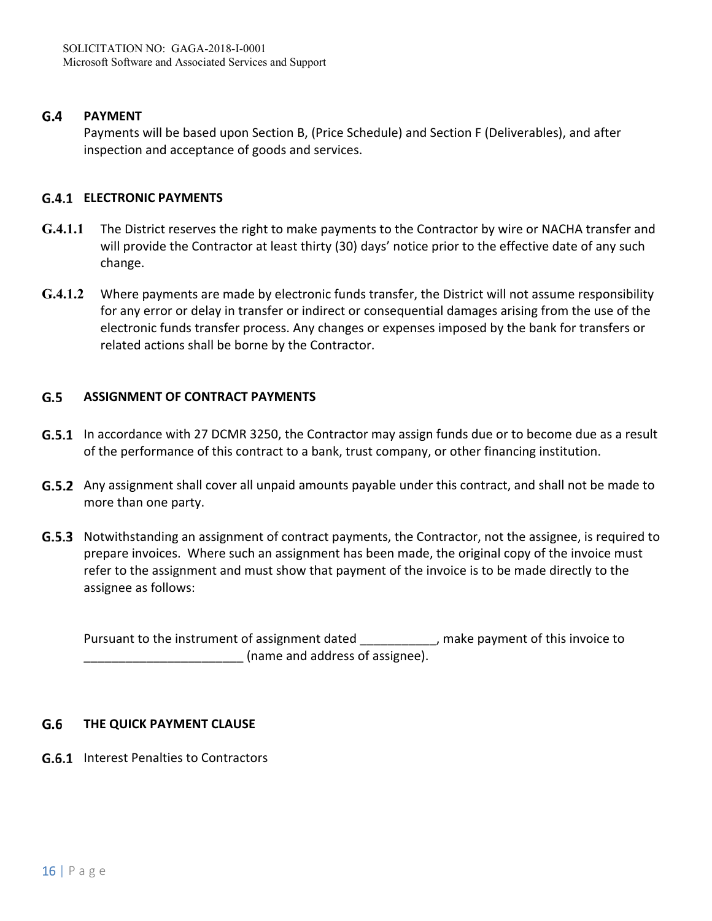## G.4 PAYMENT

Payments will be based upon Section B, (Price Schedule) and Section F (Deliverables), and after inspection and acceptance of goods and services.

### G.4.1 ELECTRONIC PAYMENTS

**G.4.1.1** The District reserves the right to make payments to the Contractor by wire or NACHA transfer and will provide the Contractor at least thirty (30) days' notice prior to the effective date of any such change.

**G.4.1.2** Where payments are made by electronic funds transfer, the District will not assume responsibility for any error or delay in transfer or indirect or consequential damages arising from the use of the electronic funds transfer process. Any changes or expenses imposed by the bank for transfers or related actions shall be borne by the Contractor.

## G.5 ASSIGNMENT OF CONTRACT PAYMENTS

**G.5.1** In accordance with 27 DCMR 3250, the Contractor may assign funds due or to become due as a result of the performance of this contract to a bank, trust company, or other financing institution.

**G.5.2** Any assignment shall cover all unpaid amounts payable under this contract, and shall not be made to more than one party.

**G.5.3** Notwithstanding an assignment of contract payments, the Contractor, not the assignee, is required to prepare invoices. Where such an assignment has been made, the original copy of the invoice must refer to the assignment and must show that payment of the invoice is to be made directly to the assignee as follows:

Pursuant to the instrument of assignment dated ___________, make payment of this invoice to ______________________ (name and address of assignee).

## G.6 THE QUICK PAYMENT CLAUSE

**G.6.1** Interest Penalties to Contractors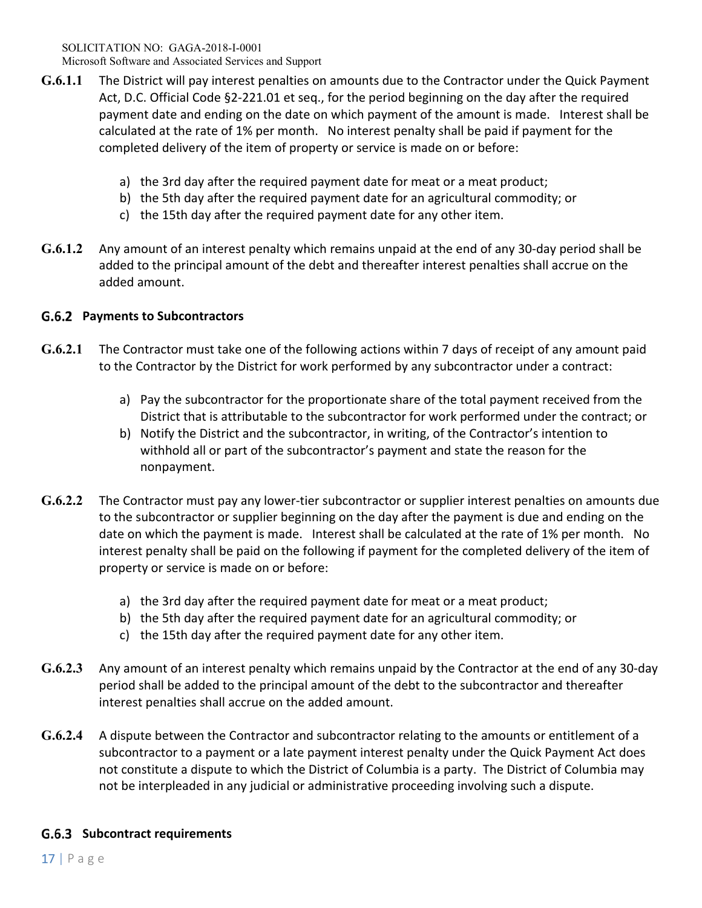**G.6.1.1** The District will pay interest penalties on amounts due to the Contractor under the Quick Payment Act, D.C. Official Code §2-221.01 et seq., for the period beginning on the day after the required payment date and ending on the date on which payment of the amount is made. Interest shall be calculated at the rate of 1% per month. No interest penalty shall be paid if payment for the completed delivery of the item of property or service is made on or before:

a) the 3rd day after the required payment date for meat or a meat product;
b) the 5th day after the required payment date for an agricultural commodity; or
c) the 15th day after the required payment date for any other item.

**G.6.1.2** Any amount of an interest penalty which remains unpaid at the end of any 30-day period shall be added to the principal amount of the debt and thereafter interest penalties shall accrue on the added amount.

### G.6.2 Payments to Subcontractors

**G.6.2.1** The Contractor must take one of the following actions within 7 days of receipt of any amount paid to the Contractor by the District for work performed by any subcontractor under a contract:

a) Pay the subcontractor for the proportionate share of the total payment received from the District that is attributable to the subcontractor for work performed under the contract; or
b) Notify the District and the subcontractor, in writing, of the Contractor's intention to withhold all or part of the subcontractor's payment and state the reason for the nonpayment.

**G.6.2.2** The Contractor must pay any lower-tier subcontractor or supplier interest penalties on amounts due to the subcontractor or supplier beginning on the day after the payment is due and ending on the date on which the payment is made. Interest shall be calculated at the rate of 1% per month. No interest penalty shall be paid on the following if payment for the completed delivery of the item of property or service is made on or before:

a) the 3rd day after the required payment date for meat or a meat product;
b) the 5th day after the required payment date for an agricultural commodity; or
c) the 15th day after the required payment date for any other item.

**G.6.2.3** Any amount of an interest penalty which remains unpaid by the Contractor at the end of any 30-day period shall be added to the principal amount of the debt to the subcontractor and thereafter interest penalties shall accrue on the added amount.

**G.6.2.4** A dispute between the Contractor and subcontractor relating to the amounts or entitlement of a subcontractor to a payment or a late payment interest penalty under the Quick Payment Act does not constitute a dispute to which the District of Columbia is a party. The District of Columbia may not be interpleaded in any judicial or administrative proceeding involving such a dispute.

### G.6.3 Subcontract requirements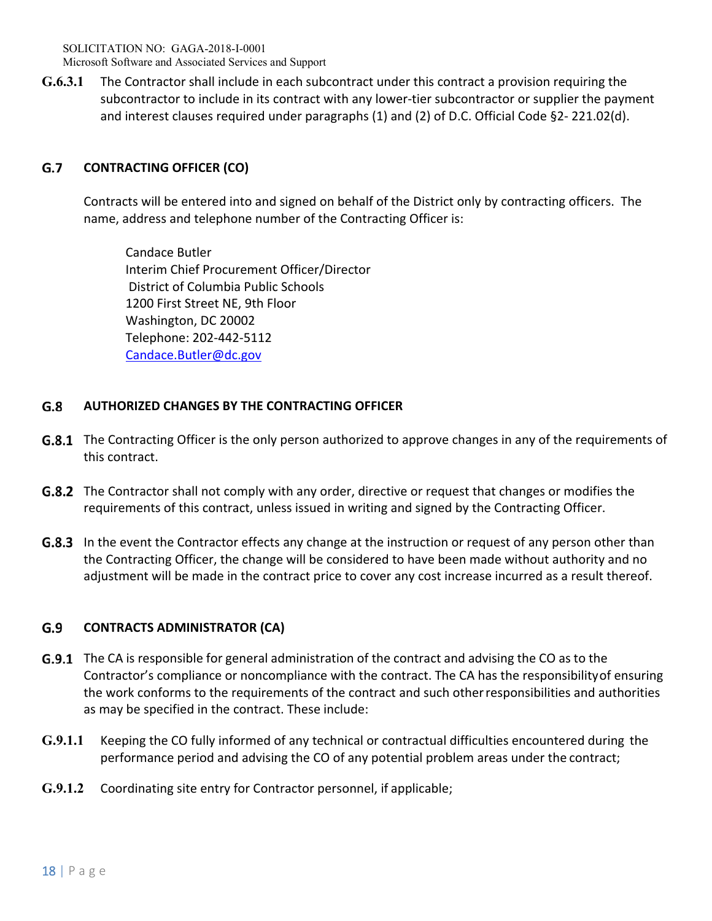**G.6.3.1** The Contractor shall include in each subcontract under this contract a provision requiring the subcontractor to include in its contract with any lower-tier subcontractor or supplier the payment and interest clauses required under paragraphs (1) and (2) of D.C. Official Code §2- 221.02(d).

## G.7 CONTRACTING OFFICER (CO)

Contracts will be entered into and signed on behalf of the District only by contracting officers. The name, address and telephone number of the Contracting Officer is:

Candace Butler
Interim Chief Procurement Officer/Director
District of Columbia Public Schools
1200 First Street NE, 9th Floor
Washington, DC 20002
Telephone: 202-442-5112
Candace.Butler@dc.gov

## G.8 AUTHORIZED CHANGES BY THE CONTRACTING OFFICER

**G.8.1** The Contracting Officer is the only person authorized to approve changes in any of the requirements of this contract.

**G.8.2** The Contractor shall not comply with any order, directive or request that changes or modifies the requirements of this contract, unless issued in writing and signed by the Contracting Officer.

**G.8.3** In the event the Contractor effects any change at the instruction or request of any person other than the Contracting Officer, the change will be considered to have been made without authority and no adjustment will be made in the contract price to cover any cost increase incurred as a result thereof.

## G.9 CONTRACTS ADMINISTRATOR (CA)

**G.9.1** The CA is responsible for general administration of the contract and advising the CO as to the Contractor's compliance or noncompliance with the contract. The CA has the responsibility of ensuring the work conforms to the requirements of the contract and such other responsibilities and authorities as may be specified in the contract. These include:

**G.9.1.1** Keeping the CO fully informed of any technical or contractual difficulties encountered during the performance period and advising the CO of any potential problem areas under the contract;

**G.9.1.2** Coordinating site entry for Contractor personnel, if applicable;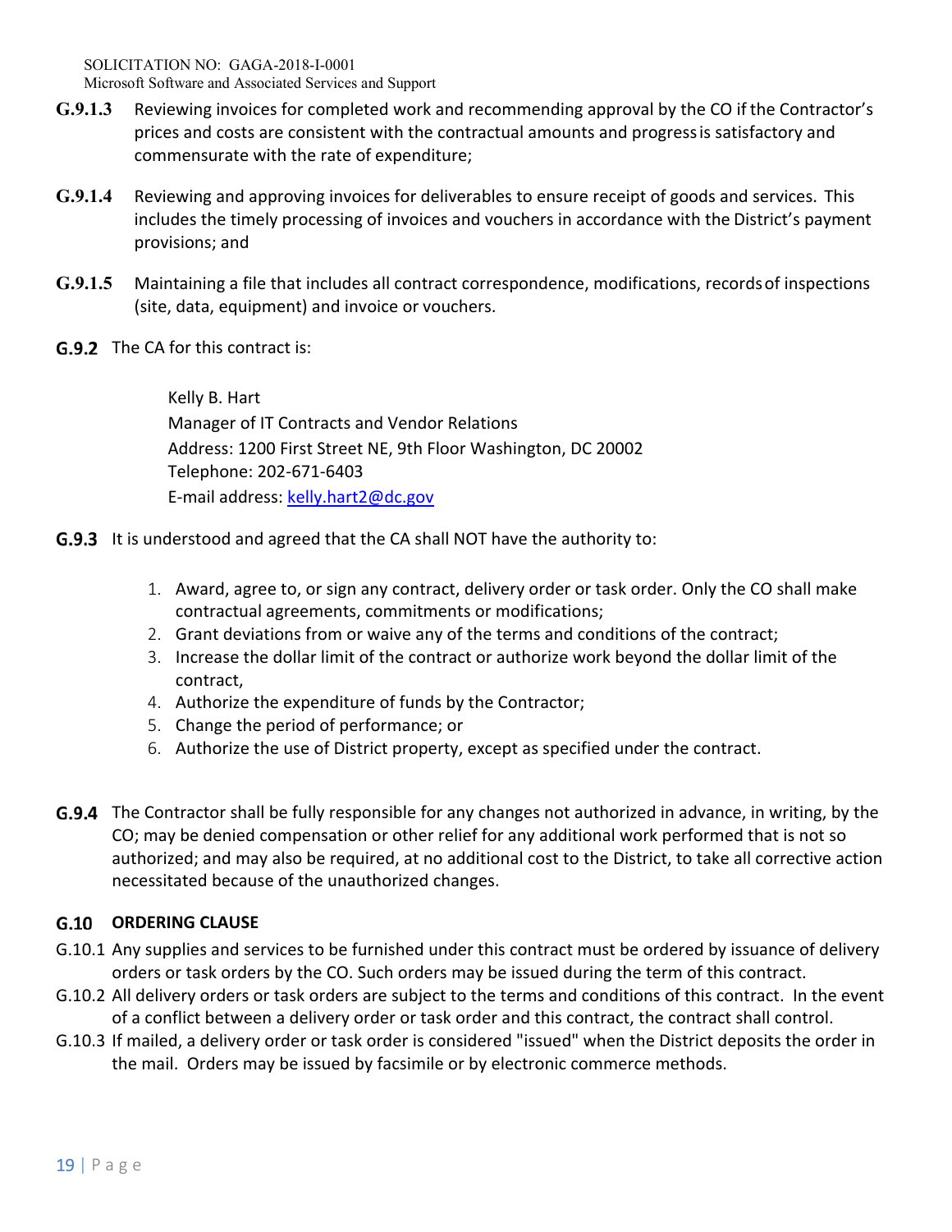**G.9.1.3** Reviewing invoices for completed work and recommending approval by the CO if the Contractor's prices and costs are consistent with the contractual amounts and progress is satisfactory and commensurate with the rate of expenditure;

**G.9.1.4** Reviewing and approving invoices for deliverables to ensure receipt of goods and services. This includes the timely processing of invoices and vouchers in accordance with the District's payment provisions; and

**G.9.1.5** Maintaining a file that includes all contract correspondence, modifications, records of inspections (site, data, equipment) and invoice or vouchers.

**G.9.2** The CA for this contract is:

Kelly B. Hart
Manager of IT Contracts and Vendor Relations
Address: 1200 First Street NE, 9th Floor Washington, DC 20002
Telephone: 202-671-6403
E-mail address: kelly.hart2@dc.gov

**G.9.3** It is understood and agreed that the CA shall NOT have the authority to:

1. Award, agree to, or sign any contract, delivery order or task order. Only the CO shall make contractual agreements, commitments or modifications;
2. Grant deviations from or waive any of the terms and conditions of the contract;
3. Increase the dollar limit of the contract or authorize work beyond the dollar limit of the contract,
4. Authorize the expenditure of funds by the Contractor;
5. Change the period of performance; or
6. Authorize the use of District property, except as specified under the contract.

**G.9.4** The Contractor shall be fully responsible for any changes not authorized in advance, in writing, by the CO; may be denied compensation or other relief for any additional work performed that is not so authorized; and may also be required, at no additional cost to the District, to take all corrective action necessitated because of the unauthorized changes.

## G.10 ORDERING CLAUSE

G.10.1 Any supplies and services to be furnished under this contract must be ordered by issuance of delivery orders or task orders by the CO. Such orders may be issued during the term of this contract.

G.10.2 All delivery orders or task orders are subject to the terms and conditions of this contract. In the event of a conflict between a delivery order or task order and this contract, the contract shall control.

G.10.3 If mailed, a delivery order or task order is considered "issued" when the District deposits the order in the mail. Orders may be issued by facsimile or by electronic commerce methods.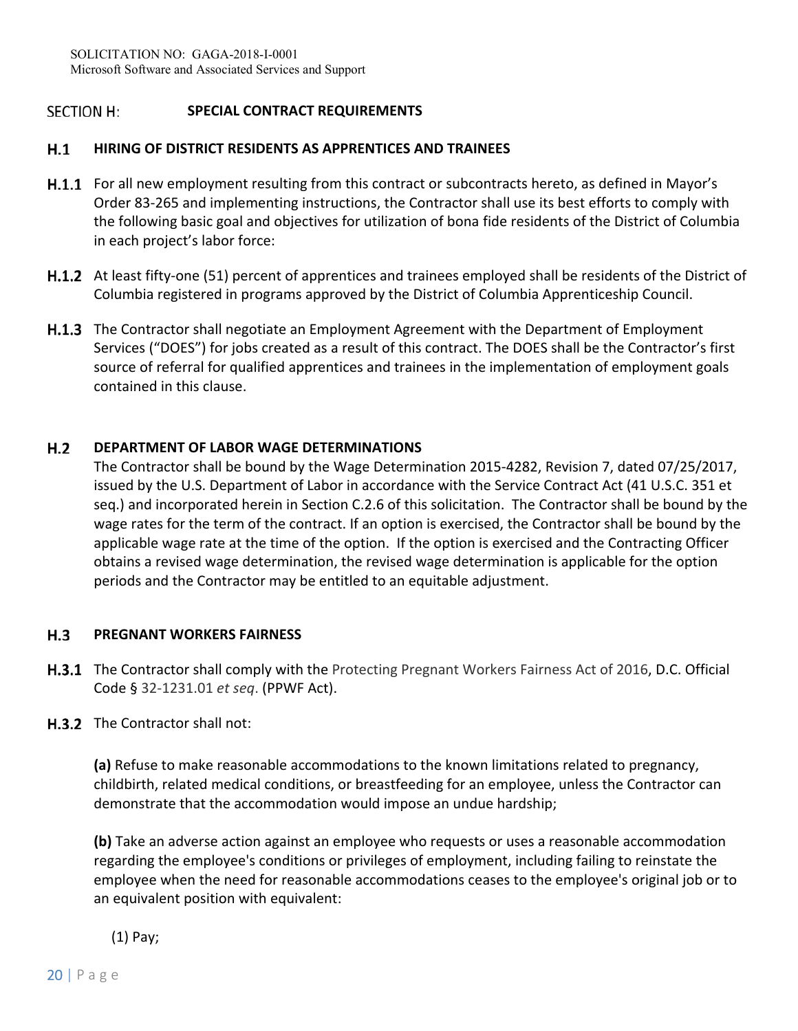## SECTION H: SPECIAL CONTRACT REQUIREMENTS

### H.1 HIRING OF DISTRICT RESIDENTS AS APPRENTICES AND TRAINEES

**H.1.1** For all new employment resulting from this contract or subcontracts hereto, as defined in Mayor's Order 83-265 and implementing instructions, the Contractor shall use its best efforts to comply with the following basic goal and objectives for utilization of bona fide residents of the District of Columbia in each project's labor force:

**H.1.2** At least fifty-one (51) percent of apprentices and trainees employed shall be residents of the District of Columbia registered in programs approved by the District of Columbia Apprenticeship Council.

**H.1.3** The Contractor shall negotiate an Employment Agreement with the Department of Employment Services ("DOES") for jobs created as a result of this contract. The DOES shall be the Contractor's first source of referral for qualified apprentices and trainees in the implementation of employment goals contained in this clause.

### H.2 DEPARTMENT OF LABOR WAGE DETERMINATIONS

The Contractor shall be bound by the Wage Determination 2015-4282, Revision 7, dated 07/25/2017, issued by the U.S. Department of Labor in accordance with the Service Contract Act (41 U.S.C. 351 et seq.) and incorporated herein in Section C.2.6 of this solicitation. The Contractor shall be bound by the wage rates for the term of the contract. If an option is exercised, the Contractor shall be bound by the applicable wage rate at the time of the option. If the option is exercised and the Contracting Officer obtains a revised wage determination, the revised wage determination is applicable for the option periods and the Contractor may be entitled to an equitable adjustment.

### H.3 PREGNANT WORKERS FAIRNESS

**H.3.1** The Contractor shall comply with the Protecting Pregnant Workers Fairness Act of 2016, D.C. Official Code § 32-1231.01 *et seq*. (PPWF Act).

**H.3.2** The Contractor shall not:

**(a)** Refuse to make reasonable accommodations to the known limitations related to pregnancy, childbirth, related medical conditions, or breastfeeding for an employee, unless the Contractor can demonstrate that the accommodation would impose an undue hardship;

**(b)** Take an adverse action against an employee who requests or uses a reasonable accommodation regarding the employee's conditions or privileges of employment, including failing to reinstate the employee when the need for reasonable accommodations ceases to the employee's original job or to an equivalent position with equivalent:

(1) Pay;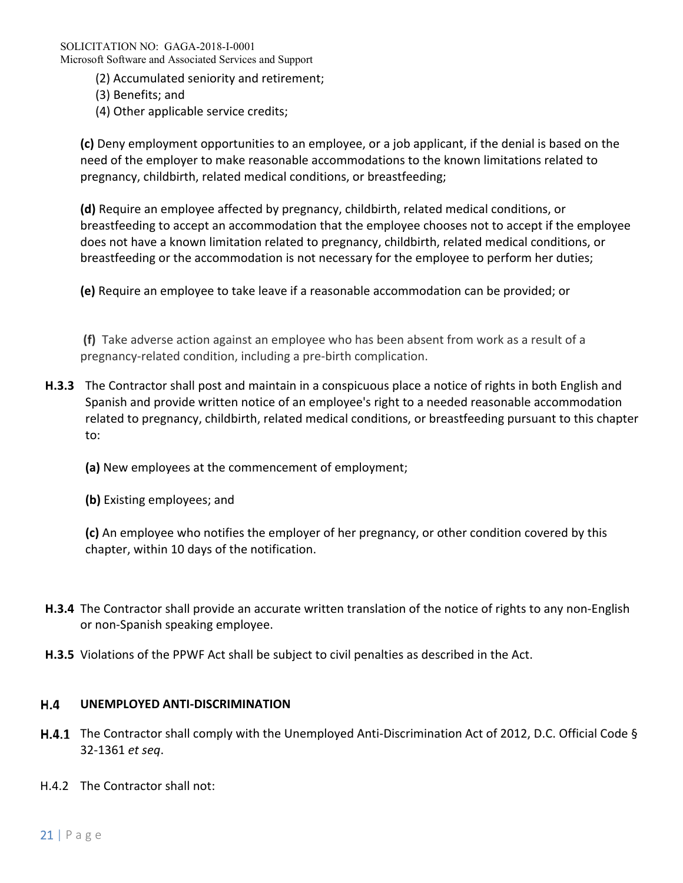(2) Accumulated seniority and retirement;
(3) Benefits; and
(4) Other applicable service credits;

**(c)** Deny employment opportunities to an employee, or a job applicant, if the denial is based on the need of the employer to make reasonable accommodations to the known limitations related to pregnancy, childbirth, related medical conditions, or breastfeeding;

**(d)** Require an employee affected by pregnancy, childbirth, related medical conditions, or breastfeeding to accept an accommodation that the employee chooses not to accept if the employee does not have a known limitation related to pregnancy, childbirth, related medical conditions, or breastfeeding or the accommodation is not necessary for the employee to perform her duties;

**(e)** Require an employee to take leave if a reasonable accommodation can be provided; or

**(f)** Take adverse action against an employee who has been absent from work as a result of a pregnancy-related condition, including a pre-birth complication.

**H.3.3** The Contractor shall post and maintain in a conspicuous place a notice of rights in both English and Spanish and provide written notice of an employee's right to a needed reasonable accommodation related to pregnancy, childbirth, related medical conditions, or breastfeeding pursuant to this chapter to:

**(a)** New employees at the commencement of employment;

**(b)** Existing employees; and

**(c)** An employee who notifies the employer of her pregnancy, or other condition covered by this chapter, within 10 days of the notification.

**H.3.4** The Contractor shall provide an accurate written translation of the notice of rights to any non-English or non-Spanish speaking employee.

**H.3.5** Violations of the PPWF Act shall be subject to civil penalties as described in the Act.

### H.4 UNEMPLOYED ANTI-DISCRIMINATION

**H.4.1** The Contractor shall comply with the Unemployed Anti-Discrimination Act of 2012, D.C. Official Code § 32-1361 *et seq*.

H.4.2 The Contractor shall not: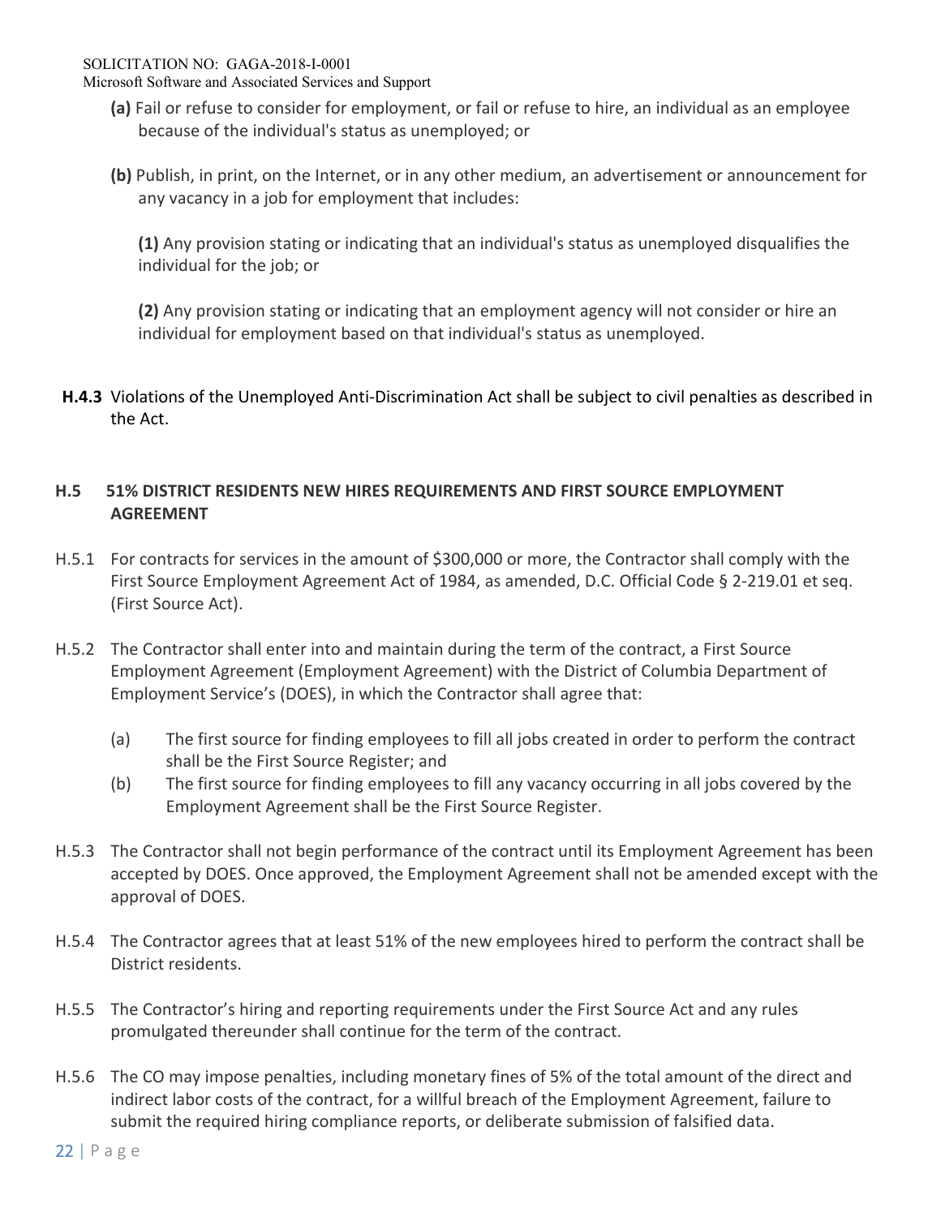**(a)** Fail or refuse to consider for employment, or fail or refuse to hire, an individual as an employee because of the individual's status as unemployed; or

**(b)** Publish, in print, on the Internet, or in any other medium, an advertisement or announcement for any vacancy in a job for employment that includes:

**(1)** Any provision stating or indicating that an individual's status as unemployed disqualifies the individual for the job; or

**(2)** Any provision stating or indicating that an employment agency will not consider or hire an individual for employment based on that individual's status as unemployed.

**H.4.3** Violations of the Unemployed Anti-Discrimination Act shall be subject to civil penalties as described in the Act.

### H.5 51% DISTRICT RESIDENTS NEW HIRES REQUIREMENTS AND FIRST SOURCE EMPLOYMENT AGREEMENT

H.5.1 For contracts for services in the amount of $300,000 or more, the Contractor shall comply with the First Source Employment Agreement Act of 1984, as amended, D.C. Official Code § 2-219.01 et seq. (First Source Act).

H.5.2 The Contractor shall enter into and maintain during the term of the contract, a First Source Employment Agreement (Employment Agreement) with the District of Columbia Department of Employment Service's (DOES), in which the Contractor shall agree that:

(a) The first source for finding employees to fill all jobs created in order to perform the contract shall be the First Source Register; and

(b) The first source for finding employees to fill any vacancy occurring in all jobs covered by the Employment Agreement shall be the First Source Register.

H.5.3 The Contractor shall not begin performance of the contract until its Employment Agreement has been accepted by DOES. Once approved, the Employment Agreement shall not be amended except with the approval of DOES.

H.5.4 The Contractor agrees that at least 51% of the new employees hired to perform the contract shall be District residents.

H.5.5 The Contractor's hiring and reporting requirements under the First Source Act and any rules promulgated thereunder shall continue for the term of the contract.

H.5.6 The CO may impose penalties, including monetary fines of 5% of the total amount of the direct and indirect labor costs of the contract, for a willful breach of the Employment Agreement, failure to submit the required hiring compliance reports, or deliberate submission of falsified data.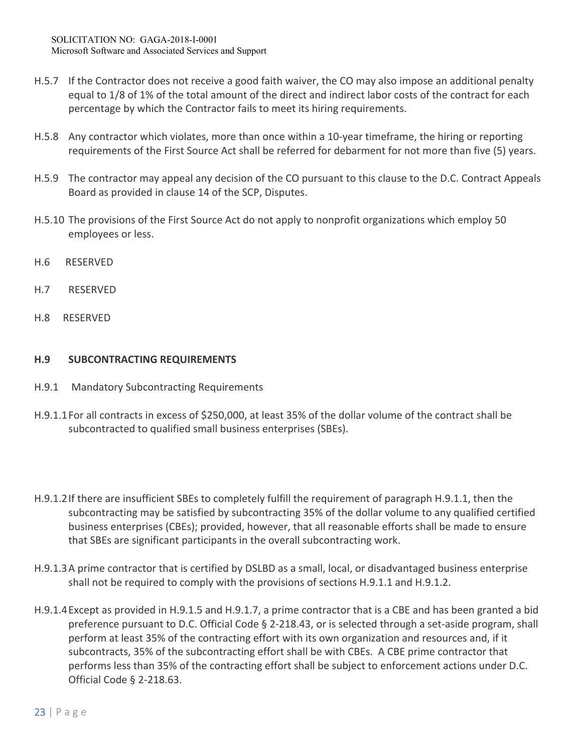H.5.7 If the Contractor does not receive a good faith waiver, the CO may also impose an additional penalty equal to 1/8 of 1% of the total amount of the direct and indirect labor costs of the contract for each percentage by which the Contractor fails to meet its hiring requirements.

H.5.8 Any contractor which violates, more than once within a 10-year timeframe, the hiring or reporting requirements of the First Source Act shall be referred for debarment for not more than five (5) years.

H.5.9 The contractor may appeal any decision of the CO pursuant to this clause to the D.C. Contract Appeals Board as provided in clause 14 of the SCP, Disputes.

H.5.10 The provisions of the First Source Act do not apply to nonprofit organizations which employ 50 employees or less.

H.6 RESERVED

H.7 RESERVED

H.8 RESERVED

**H.9 SUBCONTRACTING REQUIREMENTS**

H.9.1 Mandatory Subcontracting Requirements

H.9.1.1 For all contracts in excess of $250,000, at least 35% of the dollar volume of the contract shall be subcontracted to qualified small business enterprises (SBEs).

H.9.1.2 If there are insufficient SBEs to completely fulfill the requirement of paragraph H.9.1.1, then the subcontracting may be satisfied by subcontracting 35% of the dollar volume to any qualified certified business enterprises (CBEs); provided, however, that all reasonable efforts shall be made to ensure that SBEs are significant participants in the overall subcontracting work.

H.9.1.3 A prime contractor that is certified by DSLBD as a small, local, or disadvantaged business enterprise shall not be required to comply with the provisions of sections H.9.1.1 and H.9.1.2.

H.9.1.4 Except as provided in H.9.1.5 and H.9.1.7, a prime contractor that is a CBE and has been granted a bid preference pursuant to D.C. Official Code § 2-218.43, or is selected through a set-aside program, shall perform at least 35% of the contracting effort with its own organization and resources and, if it subcontracts, 35% of the subcontracting effort shall be with CBEs. A CBE prime contractor that performs less than 35% of the contracting effort shall be subject to enforcement actions under D.C. Official Code § 2-218.63.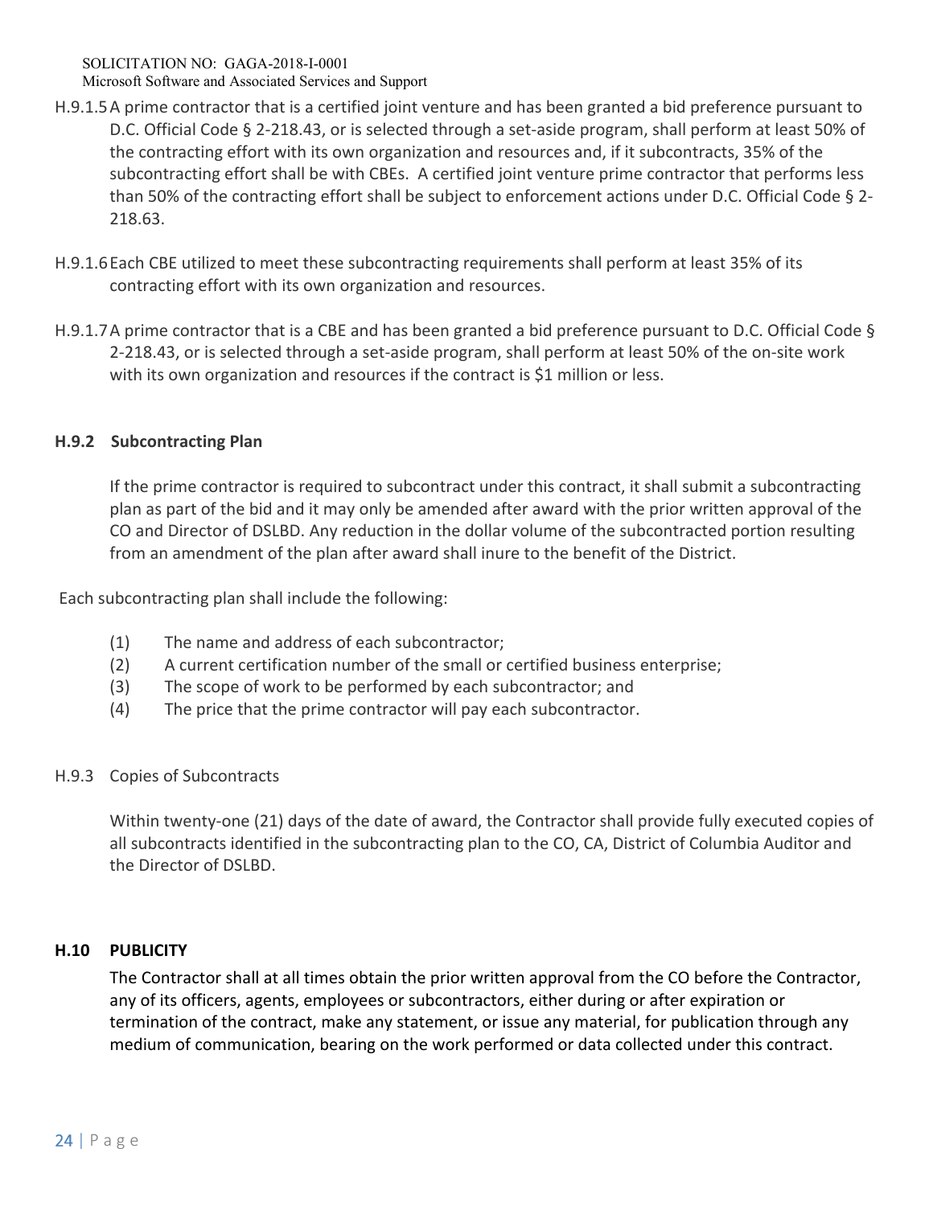H.9.1.5 A prime contractor that is a certified joint venture and has been granted a bid preference pursuant to D.C. Official Code § 2-218.43, or is selected through a set-aside program, shall perform at least 50% of the contracting effort with its own organization and resources and, if it subcontracts, 35% of the subcontracting effort shall be with CBEs. A certified joint venture prime contractor that performs less than 50% of the contracting effort shall be subject to enforcement actions under D.C. Official Code § 2-218.63.

H.9.1.6 Each CBE utilized to meet these subcontracting requirements shall perform at least 35% of its contracting effort with its own organization and resources.

H.9.1.7 A prime contractor that is a CBE and has been granted a bid preference pursuant to D.C. Official Code § 2-218.43, or is selected through a set-aside program, shall perform at least 50% of the on-site work with its own organization and resources if the contract is $1 million or less.

**H.9.2 Subcontracting Plan**

If the prime contractor is required to subcontract under this contract, it shall submit a subcontracting plan as part of the bid and it may only be amended after award with the prior written approval of the CO and Director of DSLBD. Any reduction in the dollar volume of the subcontracted portion resulting from an amendment of the plan after award shall inure to the benefit of the District.

Each subcontracting plan shall include the following:

(1) The name and address of each subcontractor;
(2) A current certification number of the small or certified business enterprise;
(3) The scope of work to be performed by each subcontractor; and
(4) The price that the prime contractor will pay each subcontractor.

H.9.3 Copies of Subcontracts

Within twenty-one (21) days of the date of award, the Contractor shall provide fully executed copies of all subcontracts identified in the subcontracting plan to the CO, CA, District of Columbia Auditor and the Director of DSLBD.

**H.10 PUBLICITY**

The Contractor shall at all times obtain the prior written approval from the CO before the Contractor, any of its officers, agents, employees or subcontractors, either during or after expiration or termination of the contract, make any statement, or issue any material, for publication through any medium of communication, bearing on the work performed or data collected under this contract.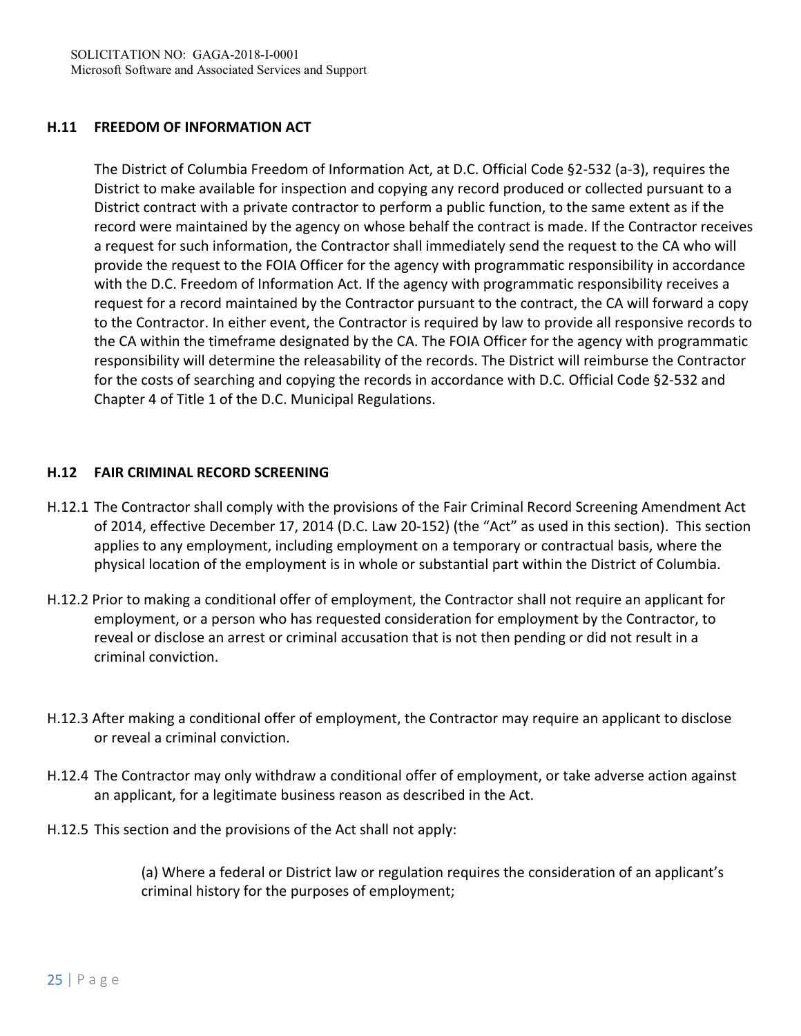### H.11 FREEDOM OF INFORMATION ACT

The District of Columbia Freedom of Information Act, at D.C. Official Code §2-532 (a-3), requires the District to make available for inspection and copying any record produced or collected pursuant to a District contract with a private contractor to perform a public function, to the same extent as if the record were maintained by the agency on whose behalf the contract is made. If the Contractor receives a request for such information, the Contractor shall immediately send the request to the CA who will provide the request to the FOIA Officer for the agency with programmatic responsibility in accordance with the D.C. Freedom of Information Act. If the agency with programmatic responsibility receives a request for a record maintained by the Contractor pursuant to the contract, the CA will forward a copy to the Contractor. In either event, the Contractor is required by law to provide all responsive records to the CA within the timeframe designated by the CA. The FOIA Officer for the agency with programmatic responsibility will determine the releasability of the records. The District will reimburse the Contractor for the costs of searching and copying the records in accordance with D.C. Official Code §2-532 and Chapter 4 of Title 1 of the D.C. Municipal Regulations.

### H.12 FAIR CRIMINAL RECORD SCREENING

H.12.1 The Contractor shall comply with the provisions of the Fair Criminal Record Screening Amendment Act of 2014, effective December 17, 2014 (D.C. Law 20-152) (the "Act" as used in this section). This section applies to any employment, including employment on a temporary or contractual basis, where the physical location of the employment is in whole or substantial part within the District of Columbia.

H.12.2 Prior to making a conditional offer of employment, the Contractor shall not require an applicant for employment, or a person who has requested consideration for employment by the Contractor, to reveal or disclose an arrest or criminal accusation that is not then pending or did not result in a criminal conviction.

H.12.3 After making a conditional offer of employment, the Contractor may require an applicant to disclose or reveal a criminal conviction.

H.12.4 The Contractor may only withdraw a conditional offer of employment, or take adverse action against an applicant, for a legitimate business reason as described in the Act.

H.12.5 This section and the provisions of the Act shall not apply:

(a) Where a federal or District law or regulation requires the consideration of an applicant's criminal history for the purposes of employment;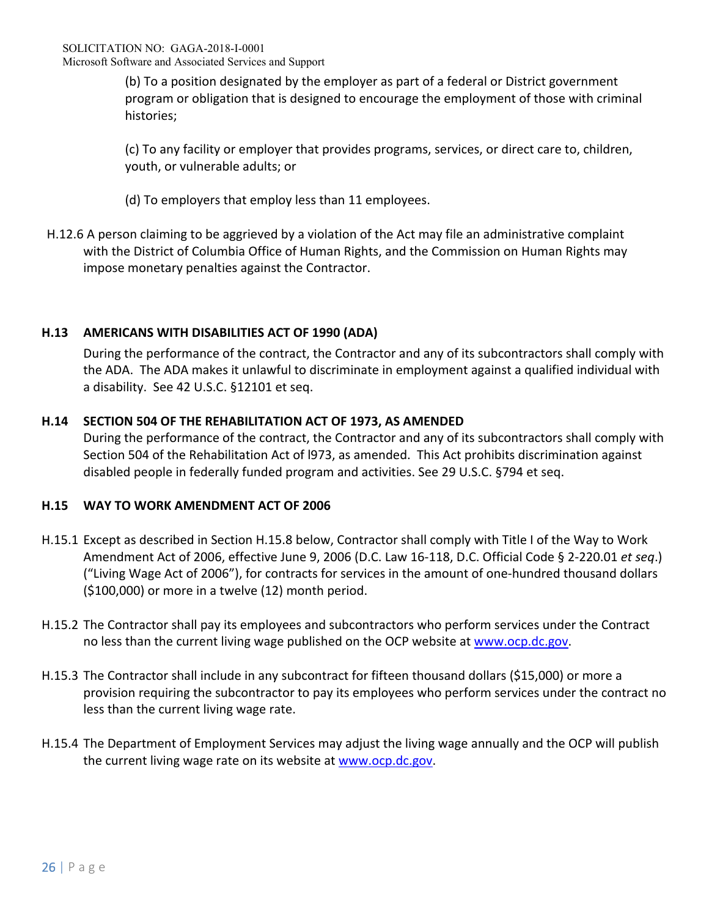(b) To a position designated by the employer as part of a federal or District government program or obligation that is designed to encourage the employment of those with criminal histories;

(c) To any facility or employer that provides programs, services, or direct care to, children, youth, or vulnerable adults; or

(d) To employers that employ less than 11 employees.

H.12.6 A person claiming to be aggrieved by a violation of the Act may file an administrative complaint with the District of Columbia Office of Human Rights, and the Commission on Human Rights may impose monetary penalties against the Contractor.

**H.13 AMERICANS WITH DISABILITIES ACT OF 1990 (ADA)**

During the performance of the contract, the Contractor and any of its subcontractors shall comply with the ADA. The ADA makes it unlawful to discriminate in employment against a qualified individual with a disability. See 42 U.S.C. §12101 et seq.

**H.14 SECTION 504 OF THE REHABILITATION ACT OF 1973, AS AMENDED**

During the performance of the contract, the Contractor and any of its subcontractors shall comply with Section 504 of the Rehabilitation Act of l973, as amended. This Act prohibits discrimination against disabled people in federally funded program and activities. See 29 U.S.C. §794 et seq.

**H.15 WAY TO WORK AMENDMENT ACT OF 2006**

H.15.1 Except as described in Section H.15.8 below, Contractor shall comply with Title I of the Way to Work Amendment Act of 2006, effective June 9, 2006 (D.C. Law 16-118, D.C. Official Code § 2-220.01 *et seq*.) ("Living Wage Act of 2006"), for contracts for services in the amount of one-hundred thousand dollars ($100,000) or more in a twelve (12) month period.

H.15.2 The Contractor shall pay its employees and subcontractors who perform services under the Contract no less than the current living wage published on the OCP website at www.ocp.dc.gov.

H.15.3 The Contractor shall include in any subcontract for fifteen thousand dollars ($15,000) or more a provision requiring the subcontractor to pay its employees who perform services under the contract no less than the current living wage rate.

H.15.4 The Department of Employment Services may adjust the living wage annually and the OCP will publish the current living wage rate on its website at www.ocp.dc.gov.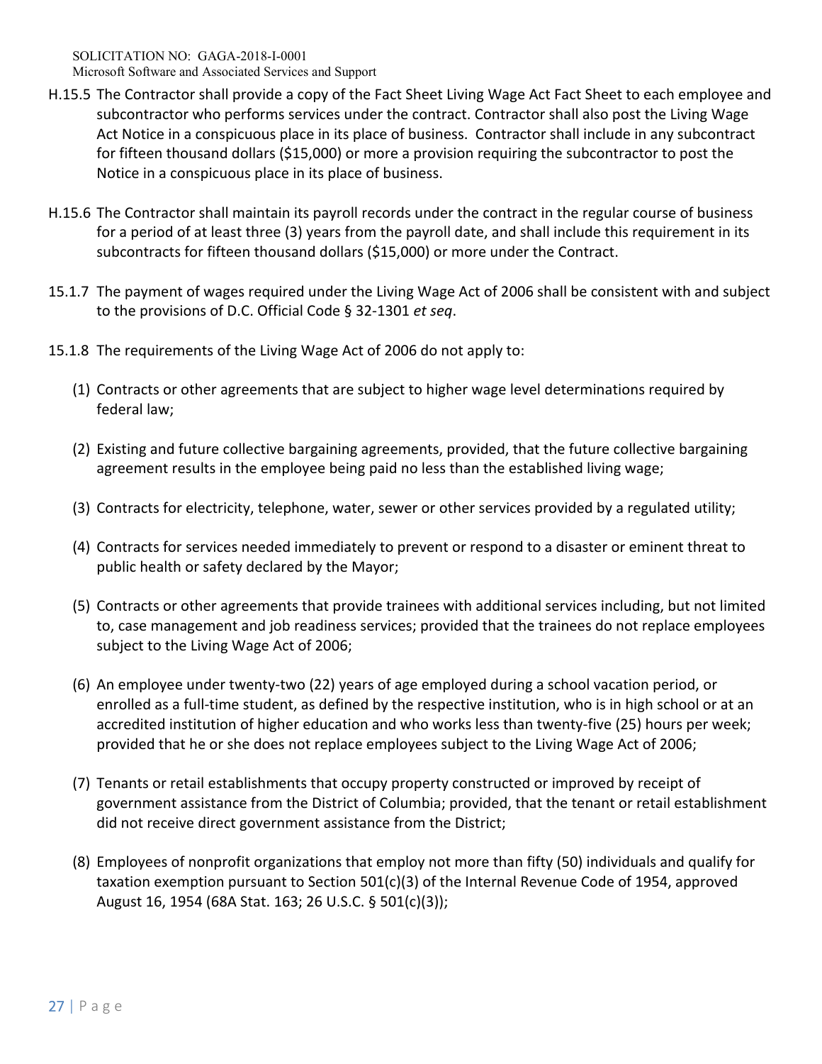H.15.5 The Contractor shall provide a copy of the Fact Sheet Living Wage Act Fact Sheet to each employee and subcontractor who performs services under the contract. Contractor shall also post the Living Wage Act Notice in a conspicuous place in its place of business. Contractor shall include in any subcontract for fifteen thousand dollars ($15,000) or more a provision requiring the subcontractor to post the Notice in a conspicuous place in its place of business.

H.15.6 The Contractor shall maintain its payroll records under the contract in the regular course of business for a period of at least three (3) years from the payroll date, and shall include this requirement in its subcontracts for fifteen thousand dollars ($15,000) or more under the Contract.

15.1.7 The payment of wages required under the Living Wage Act of 2006 shall be consistent with and subject to the provisions of D.C. Official Code § 32-1301 *et seq*.

15.1.8 The requirements of the Living Wage Act of 2006 do not apply to:

(1) Contracts or other agreements that are subject to higher wage level determinations required by federal law;

(2) Existing and future collective bargaining agreements, provided, that the future collective bargaining agreement results in the employee being paid no less than the established living wage;

(3) Contracts for electricity, telephone, water, sewer or other services provided by a regulated utility;

(4) Contracts for services needed immediately to prevent or respond to a disaster or eminent threat to public health or safety declared by the Mayor;

(5) Contracts or other agreements that provide trainees with additional services including, but not limited to, case management and job readiness services; provided that the trainees do not replace employees subject to the Living Wage Act of 2006;

(6) An employee under twenty-two (22) years of age employed during a school vacation period, or enrolled as a full-time student, as defined by the respective institution, who is in high school or at an accredited institution of higher education and who works less than twenty-five (25) hours per week; provided that he or she does not replace employees subject to the Living Wage Act of 2006;

(7) Tenants or retail establishments that occupy property constructed or improved by receipt of government assistance from the District of Columbia; provided, that the tenant or retail establishment did not receive direct government assistance from the District;

(8) Employees of nonprofit organizations that employ not more than fifty (50) individuals and qualify for taxation exemption pursuant to Section 501(c)(3) of the Internal Revenue Code of 1954, approved August 16, 1954 (68A Stat. 163; 26 U.S.C. § 501(c)(3));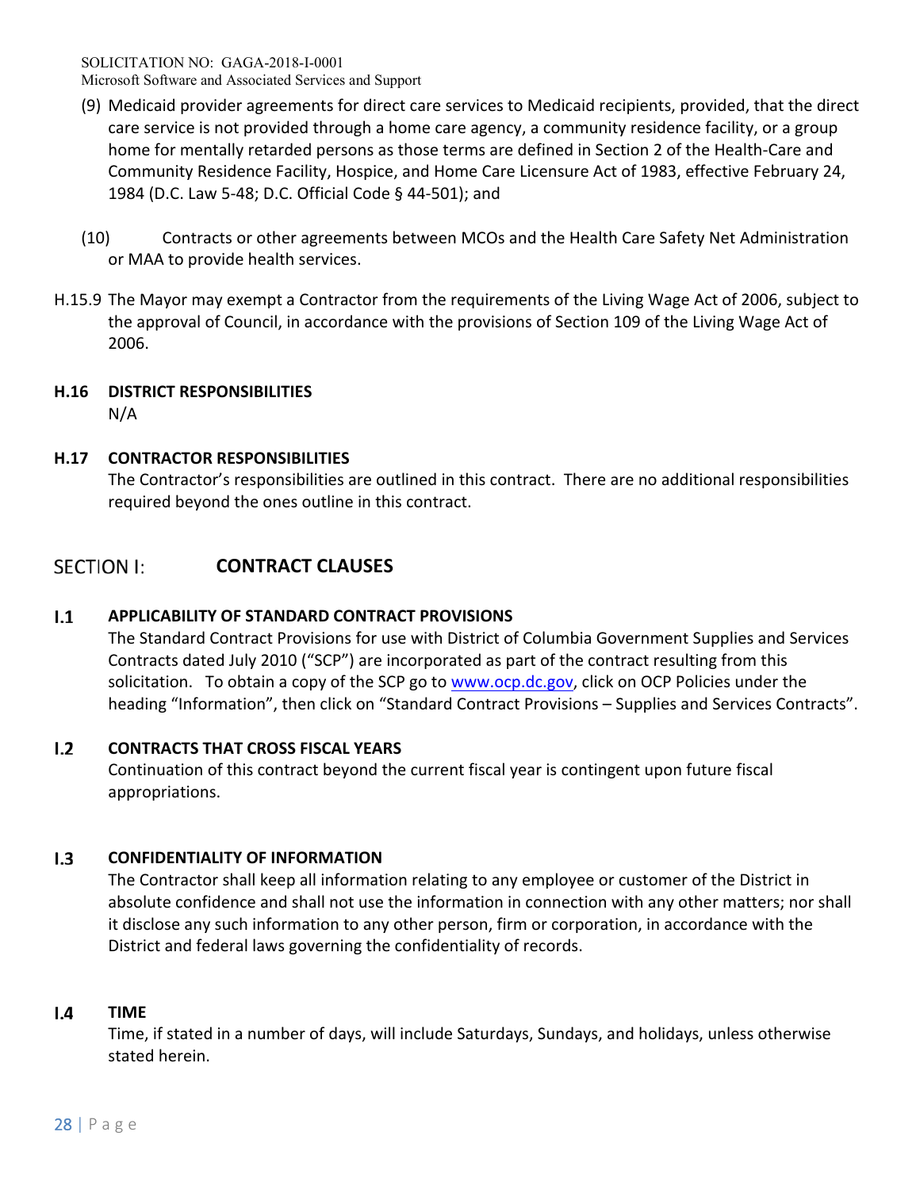(9) Medicaid provider agreements for direct care services to Medicaid recipients, provided, that the direct care service is not provided through a home care agency, a community residence facility, or a group home for mentally retarded persons as those terms are defined in Section 2 of the Health-Care and Community Residence Facility, Hospice, and Home Care Licensure Act of 1983, effective February 24, 1984 (D.C. Law 5-48; D.C. Official Code § 44-501); and

(10) Contracts or other agreements between MCOs and the Health Care Safety Net Administration or MAA to provide health services.

H.15.9 The Mayor may exempt a Contractor from the requirements of the Living Wage Act of 2006, subject to the approval of Council, in accordance with the provisions of Section 109 of the Living Wage Act of 2006.

### H.16 DISTRICT RESPONSIBILITIES

N/A

### H.17 CONTRACTOR RESPONSIBILITIES

The Contractor's responsibilities are outlined in this contract. There are no additional responsibilities required beyond the ones outline in this contract.

## SECTION I: CONTRACT CLAUSES

### I.1 APPLICABILITY OF STANDARD CONTRACT PROVISIONS

The Standard Contract Provisions for use with District of Columbia Government Supplies and Services Contracts dated July 2010 ("SCP") are incorporated as part of the contract resulting from this solicitation. To obtain a copy of the SCP go to www.ocp.dc.gov, click on OCP Policies under the heading "Information", then click on "Standard Contract Provisions – Supplies and Services Contracts".

### I.2 CONTRACTS THAT CROSS FISCAL YEARS

Continuation of this contract beyond the current fiscal year is contingent upon future fiscal appropriations.

### I.3 CONFIDENTIALITY OF INFORMATION

The Contractor shall keep all information relating to any employee or customer of the District in absolute confidence and shall not use the information in connection with any other matters; nor shall it disclose any such information to any other person, firm or corporation, in accordance with the District and federal laws governing the confidentiality of records.

### I.4 TIME

Time, if stated in a number of days, will include Saturdays, Sundays, and holidays, unless otherwise stated herein.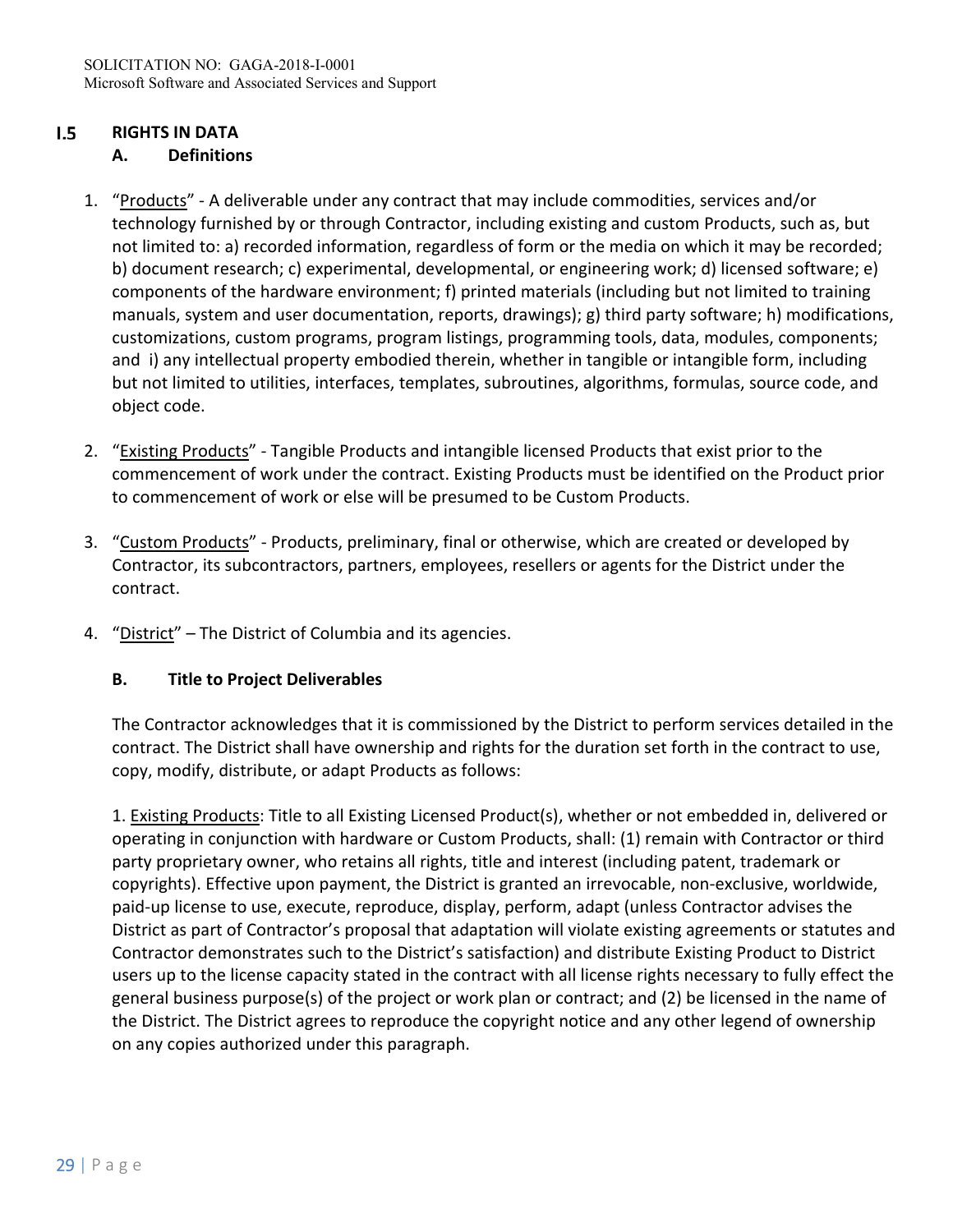## I.5 RIGHTS IN DATA

### A. Definitions

1. "Products" - A deliverable under any contract that may include commodities, services and/or technology furnished by or through Contractor, including existing and custom Products, such as, but not limited to: a) recorded information, regardless of form or the media on which it may be recorded; b) document research; c) experimental, developmental, or engineering work; d) licensed software; e) components of the hardware environment; f) printed materials (including but not limited to training manuals, system and user documentation, reports, drawings); g) third party software; h) modifications, customizations, custom programs, program listings, programming tools, data, modules, components; and i) any intellectual property embodied therein, whether in tangible or intangible form, including but not limited to utilities, interfaces, templates, subroutines, algorithms, formulas, source code, and object code.

2. "Existing Products" - Tangible Products and intangible licensed Products that exist prior to the commencement of work under the contract. Existing Products must be identified on the Product prior to commencement of work or else will be presumed to be Custom Products.

3. "Custom Products" - Products, preliminary, final or otherwise, which are created or developed by Contractor, its subcontractors, partners, employees, resellers or agents for the District under the contract.

4. "District" – The District of Columbia and its agencies.

### B. Title to Project Deliverables

The Contractor acknowledges that it is commissioned by the District to perform services detailed in the contract. The District shall have ownership and rights for the duration set forth in the contract to use, copy, modify, distribute, or adapt Products as follows:

1. Existing Products: Title to all Existing Licensed Product(s), whether or not embedded in, delivered or operating in conjunction with hardware or Custom Products, shall: (1) remain with Contractor or third party proprietary owner, who retains all rights, title and interest (including patent, trademark or copyrights). Effective upon payment, the District is granted an irrevocable, non-exclusive, worldwide, paid-up license to use, execute, reproduce, display, perform, adapt (unless Contractor advises the District as part of Contractor's proposal that adaptation will violate existing agreements or statutes and Contractor demonstrates such to the District's satisfaction) and distribute Existing Product to District users up to the license capacity stated in the contract with all license rights necessary to fully effect the general business purpose(s) of the project or work plan or contract; and (2) be licensed in the name of the District. The District agrees to reproduce the copyright notice and any other legend of ownership on any copies authorized under this paragraph.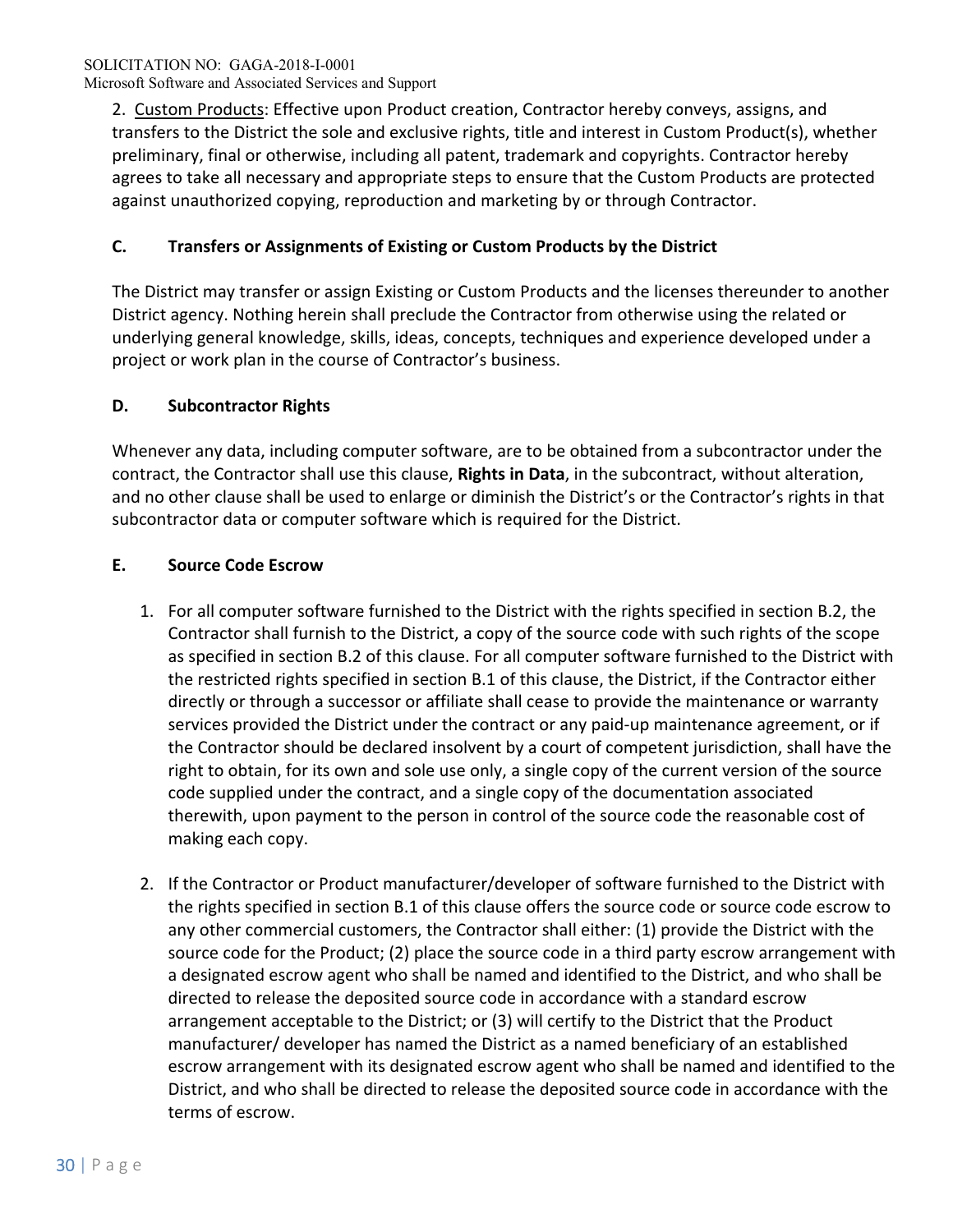2. Custom Products: Effective upon Product creation, Contractor hereby conveys, assigns, and transfers to the District the sole and exclusive rights, title and interest in Custom Product(s), whether preliminary, final or otherwise, including all patent, trademark and copyrights. Contractor hereby agrees to take all necessary and appropriate steps to ensure that the Custom Products are protected against unauthorized copying, reproduction and marketing by or through Contractor.

### C. Transfers or Assignments of Existing or Custom Products by the District

The District may transfer or assign Existing or Custom Products and the licenses thereunder to another District agency. Nothing herein shall preclude the Contractor from otherwise using the related or underlying general knowledge, skills, ideas, concepts, techniques and experience developed under a project or work plan in the course of Contractor's business.

### D. Subcontractor Rights

Whenever any data, including computer software, are to be obtained from a subcontractor under the contract, the Contractor shall use this clause, **Rights in Data**, in the subcontract, without alteration, and no other clause shall be used to enlarge or diminish the District's or the Contractor's rights in that subcontractor data or computer software which is required for the District.

### E. Source Code Escrow

1. For all computer software furnished to the District with the rights specified in section B.2, the Contractor shall furnish to the District, a copy of the source code with such rights of the scope as specified in section B.2 of this clause. For all computer software furnished to the District with the restricted rights specified in section B.1 of this clause, the District, if the Contractor either directly or through a successor or affiliate shall cease to provide the maintenance or warranty services provided the District under the contract or any paid-up maintenance agreement, or if the Contractor should be declared insolvent by a court of competent jurisdiction, shall have the right to obtain, for its own and sole use only, a single copy of the current version of the source code supplied under the contract, and a single copy of the documentation associated therewith, upon payment to the person in control of the source code the reasonable cost of making each copy.

2. If the Contractor or Product manufacturer/developer of software furnished to the District with the rights specified in section B.1 of this clause offers the source code or source code escrow to any other commercial customers, the Contractor shall either: (1) provide the District with the source code for the Product; (2) place the source code in a third party escrow arrangement with a designated escrow agent who shall be named and identified to the District, and who shall be directed to release the deposited source code in accordance with a standard escrow arrangement acceptable to the District; or (3) will certify to the District that the Product manufacturer/ developer has named the District as a named beneficiary of an established escrow arrangement with its designated escrow agent who shall be named and identified to the District, and who shall be directed to release the deposited source code in accordance with the terms of escrow.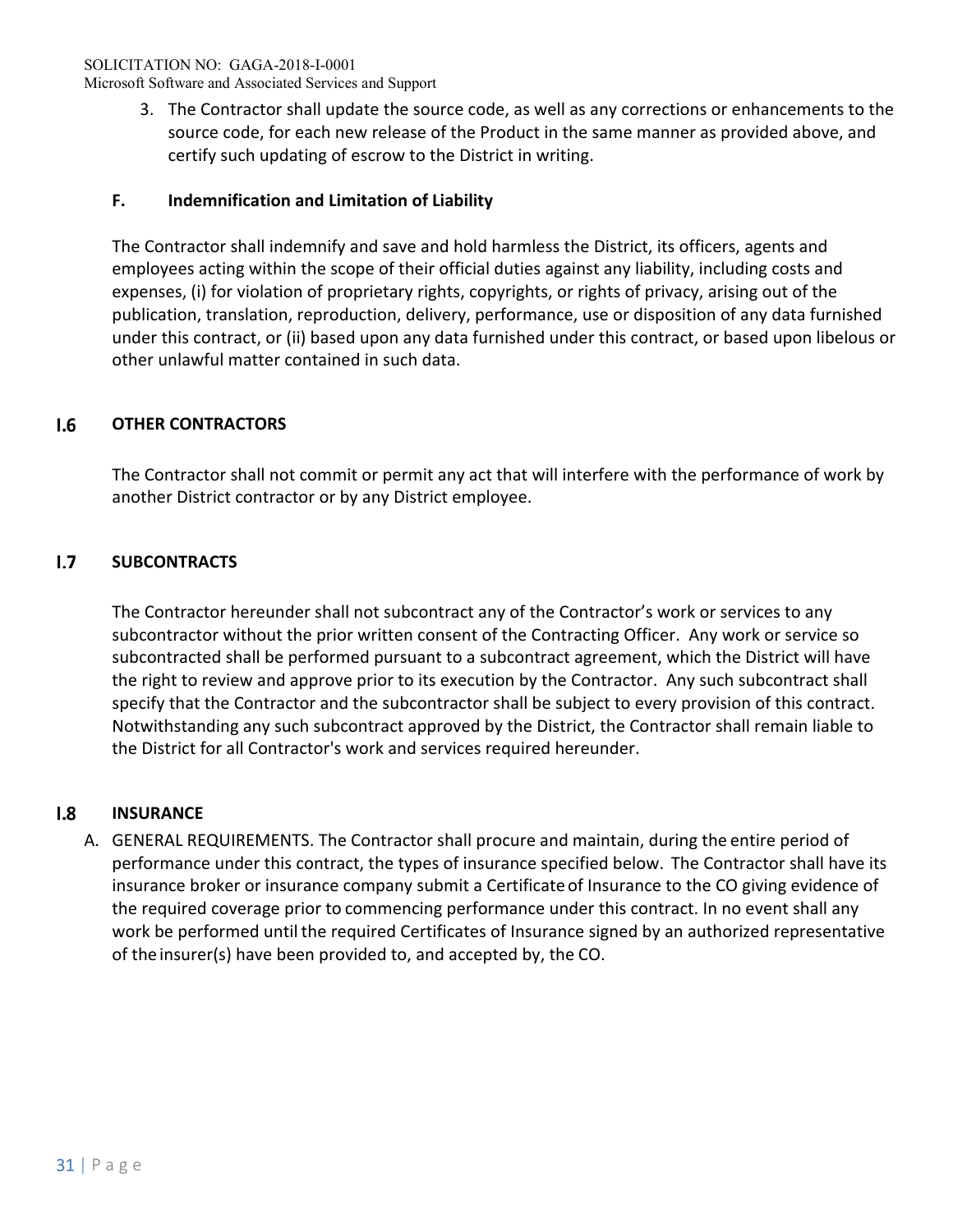3. The Contractor shall update the source code, as well as any corrections or enhancements to the source code, for each new release of the Product in the same manner as provided above, and certify such updating of escrow to the District in writing.

### F. Indemnification and Limitation of Liability

The Contractor shall indemnify and save and hold harmless the District, its officers, agents and employees acting within the scope of their official duties against any liability, including costs and expenses, (i) for violation of proprietary rights, copyrights, or rights of privacy, arising out of the publication, translation, reproduction, delivery, performance, use or disposition of any data furnished under this contract, or (ii) based upon any data furnished under this contract, or based upon libelous or other unlawful matter contained in such data.

## I.6 OTHER CONTRACTORS

The Contractor shall not commit or permit any act that will interfere with the performance of work by another District contractor or by any District employee.

## I.7 SUBCONTRACTS

The Contractor hereunder shall not subcontract any of the Contractor's work or services to any subcontractor without the prior written consent of the Contracting Officer. Any work or service so subcontracted shall be performed pursuant to a subcontract agreement, which the District will have the right to review and approve prior to its execution by the Contractor. Any such subcontract shall specify that the Contractor and the subcontractor shall be subject to every provision of this contract. Notwithstanding any such subcontract approved by the District, the Contractor shall remain liable to the District for all Contractor's work and services required hereunder.

## I.8 INSURANCE

A. GENERAL REQUIREMENTS. The Contractor shall procure and maintain, during the entire period of performance under this contract, the types of insurance specified below. The Contractor shall have its insurance broker or insurance company submit a Certificate of Insurance to the CO giving evidence of the required coverage prior to commencing performance under this contract. In no event shall any work be performed until the required Certificates of Insurance signed by an authorized representative of the insurer(s) have been provided to, and accepted by, the CO.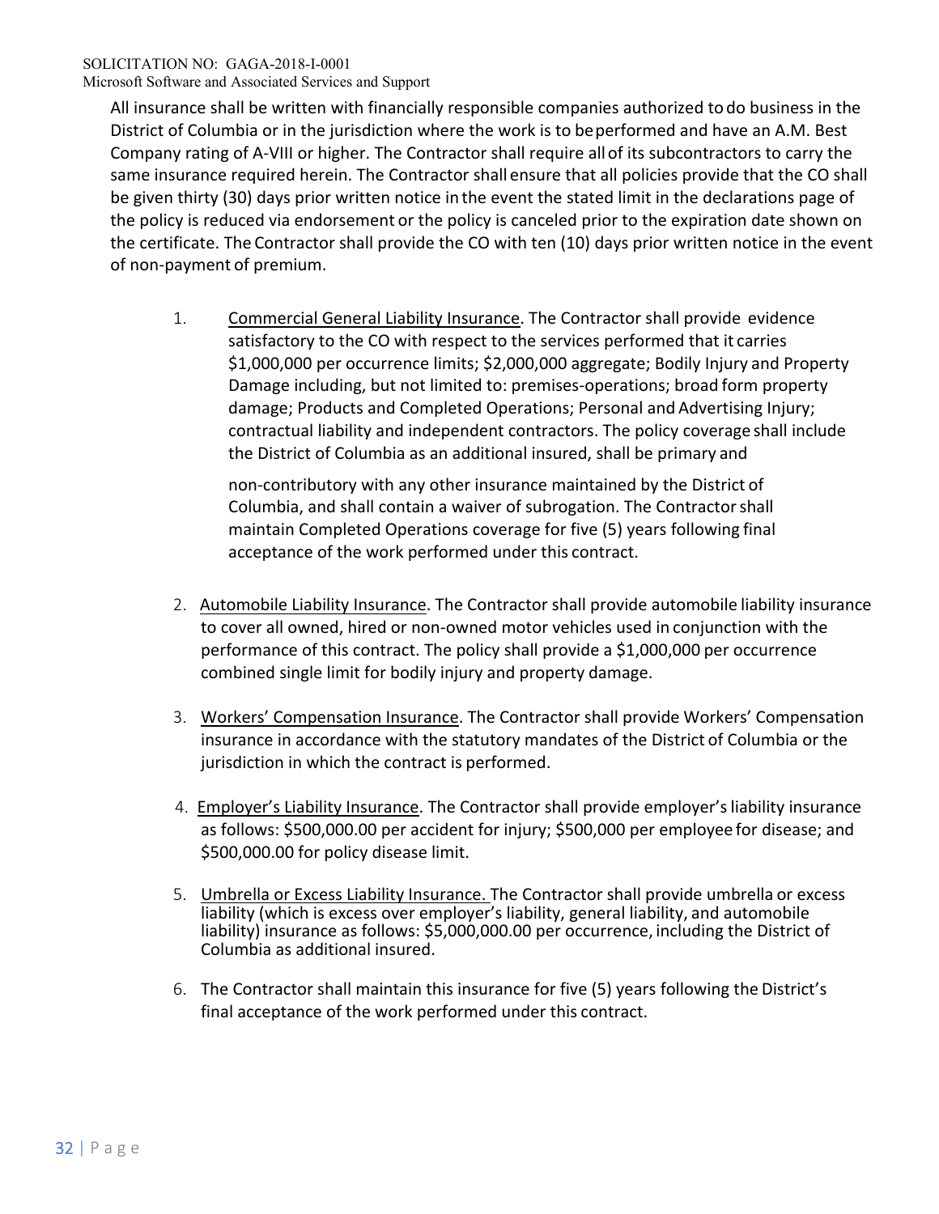All insurance shall be written with financially responsible companies authorized to do business in the District of Columbia or in the jurisdiction where the work is to be performed and have an A.M. Best Company rating of A-VIII or higher. The Contractor shall require all of its subcontractors to carry the same insurance required herein. The Contractor shall ensure that all policies provide that the CO shall be given thirty (30) days prior written notice in the event the stated limit in the declarations page of the policy is reduced via endorsement or the policy is canceled prior to the expiration date shown on the certificate. The Contractor shall provide the CO with ten (10) days prior written notice in the event of non-payment of premium.

1. Commercial General Liability Insurance. The Contractor shall provide evidence satisfactory to the CO with respect to the services performed that it carries \$1,000,000 per occurrence limits; \$2,000,000 aggregate; Bodily Injury and Property Damage including, but not limited to: premises-operations; broad form property damage; Products and Completed Operations; Personal and Advertising Injury; contractual liability and independent contractors. The policy coverage shall include the District of Columbia as an additional insured, shall be primary and non-contributory with any other insurance maintained by the District of Columbia, and shall contain a waiver of subrogation. The Contractor shall maintain Completed Operations coverage for five (5) years following final acceptance of the work performed under this contract.

2. Automobile Liability Insurance. The Contractor shall provide automobile liability insurance to cover all owned, hired or non-owned motor vehicles used in conjunction with the performance of this contract. The policy shall provide a \$1,000,000 per occurrence combined single limit for bodily injury and property damage.

3. Workers' Compensation Insurance. The Contractor shall provide Workers' Compensation insurance in accordance with the statutory mandates of the District of Columbia or the jurisdiction in which the contract is performed.

4. Employer's Liability Insurance. The Contractor shall provide employer's liability insurance as follows: \$500,000.00 per accident for injury; \$500,000 per employee for disease; and \$500,000.00 for policy disease limit.

5. Umbrella or Excess Liability Insurance. The Contractor shall provide umbrella or excess liability (which is excess over employer's liability, general liability, and automobile liability) insurance as follows: \$5,000,000.00 per occurrence, including the District of Columbia as additional insured.

6. The Contractor shall maintain this insurance for five (5) years following the District's final acceptance of the work performed under this contract.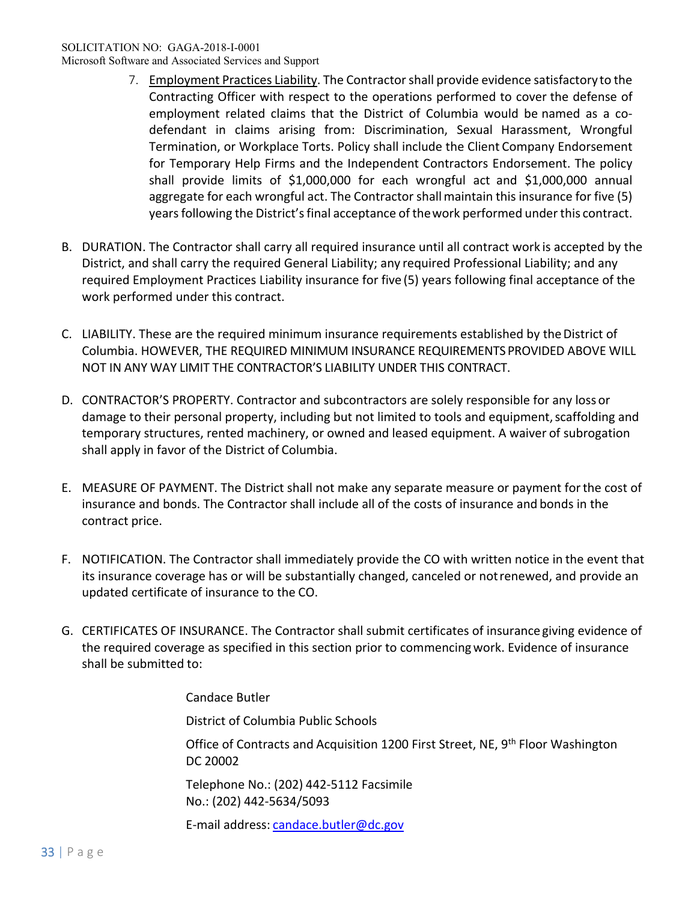7. Employment Practices Liability. The Contractor shall provide evidence satisfactory to the Contracting Officer with respect to the operations performed to cover the defense of employment related claims that the District of Columbia would be named as a co-defendant in claims arising from: Discrimination, Sexual Harassment, Wrongful Termination, or Workplace Torts. Policy shall include the Client Company Endorsement for Temporary Help Firms and the Independent Contractors Endorsement. The policy shall provide limits of $1,000,000 for each wrongful act and $1,000,000 annual aggregate for each wrongful act. The Contractor shall maintain this insurance for five (5) years following the District's final acceptance of the work performed under this contract.

B. DURATION. The Contractor shall carry all required insurance until all contract work is accepted by the District, and shall carry the required General Liability; any required Professional Liability; and any required Employment Practices Liability insurance for five (5) years following final acceptance of the work performed under this contract.

C. LIABILITY. These are the required minimum insurance requirements established by the District of Columbia. HOWEVER, THE REQUIRED MINIMUM INSURANCE REQUIREMENTS PROVIDED ABOVE WILL NOT IN ANY WAY LIMIT THE CONTRACTOR'S LIABILITY UNDER THIS CONTRACT.

D. CONTRACTOR'S PROPERTY. Contractor and subcontractors are solely responsible for any loss or damage to their personal property, including but not limited to tools and equipment, scaffolding and temporary structures, rented machinery, or owned and leased equipment. A waiver of subrogation shall apply in favor of the District of Columbia.

E. MEASURE OF PAYMENT. The District shall not make any separate measure or payment for the cost of insurance and bonds. The Contractor shall include all of the costs of insurance and bonds in the contract price.

F. NOTIFICATION. The Contractor shall immediately provide the CO with written notice in the event that its insurance coverage has or will be substantially changed, canceled or not renewed, and provide an updated certificate of insurance to the CO.

G. CERTIFICATES OF INSURANCE. The Contractor shall submit certificates of insurance giving evidence of the required coverage as specified in this section prior to commencing work. Evidence of insurance shall be submitted to:

Candace Butler

District of Columbia Public Schools

Office of Contracts and Acquisition 1200 First Street, NE, 9th Floor Washington DC 20002

Telephone No.: (202) 442-5112 Facsimile No.: (202) 442-5634/5093

E-mail address: candace.butler@dc.gov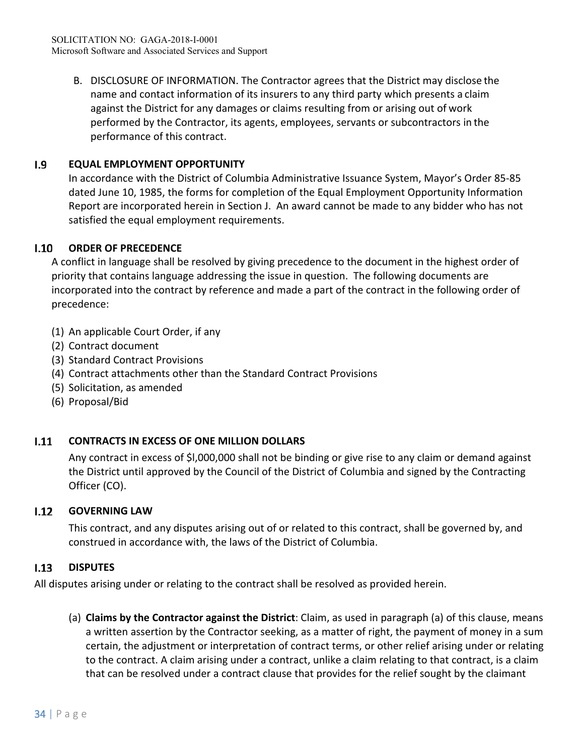B. DISCLOSURE OF INFORMATION. The Contractor agrees that the District may disclose the name and contact information of its insurers to any third party which presents a claim against the District for any damages or claims resulting from or arising out of work performed by the Contractor, its agents, employees, servants or subcontractors in the performance of this contract.

### I.9 EQUAL EMPLOYMENT OPPORTUNITY

In accordance with the District of Columbia Administrative Issuance System, Mayor's Order 85-85 dated June 10, 1985, the forms for completion of the Equal Employment Opportunity Information Report are incorporated herein in Section J. An award cannot be made to any bidder who has not satisfied the equal employment requirements.

### I.10 ORDER OF PRECEDENCE

A conflict in language shall be resolved by giving precedence to the document in the highest order of priority that contains language addressing the issue in question. The following documents are incorporated into the contract by reference and made a part of the contract in the following order of precedence:

(1) An applicable Court Order, if any
(2) Contract document
(3) Standard Contract Provisions
(4) Contract attachments other than the Standard Contract Provisions
(5) Solicitation, as amended
(6) Proposal/Bid

### I.11 CONTRACTS IN EXCESS OF ONE MILLION DOLLARS

Any contract in excess of $l,000,000 shall not be binding or give rise to any claim or demand against the District until approved by the Council of the District of Columbia and signed by the Contracting Officer (CO).

### I.12 GOVERNING LAW

This contract, and any disputes arising out of or related to this contract, shall be governed by, and construed in accordance with, the laws of the District of Columbia.

### I.13 DISPUTES

All disputes arising under or relating to the contract shall be resolved as provided herein.

(a) **Claims by the Contractor against the District**: Claim, as used in paragraph (a) of this clause, means a written assertion by the Contractor seeking, as a matter of right, the payment of money in a sum certain, the adjustment or interpretation of contract terms, or other relief arising under or relating to the contract. A claim arising under a contract, unlike a claim relating to that contract, is a claim that can be resolved under a contract clause that provides for the relief sought by the claimant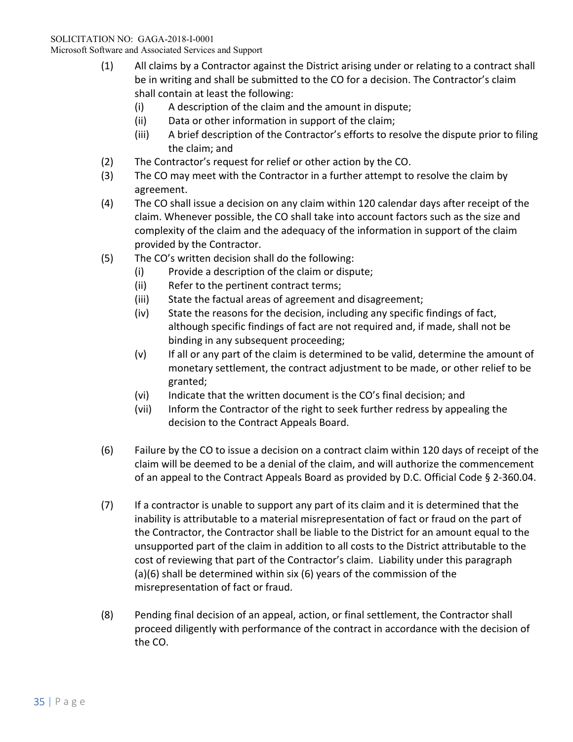(1) All claims by a Contractor against the District arising under or relating to a contract shall be in writing and shall be submitted to the CO for a decision. The Contractor's claim shall contain at least the following:

   (i) A description of the claim and the amount in dispute;

   (ii) Data or other information in support of the claim;

   (iii) A brief description of the Contractor's efforts to resolve the dispute prior to filing the claim; and

(2) The Contractor's request for relief or other action by the CO.

(3) The CO may meet with the Contractor in a further attempt to resolve the claim by agreement.

(4) The CO shall issue a decision on any claim within 120 calendar days after receipt of the claim. Whenever possible, the CO shall take into account factors such as the size and complexity of the claim and the adequacy of the information in support of the claim provided by the Contractor.

(5) The CO's written decision shall do the following:

   (i) Provide a description of the claim or dispute;

   (ii) Refer to the pertinent contract terms;

   (iii) State the factual areas of agreement and disagreement;

   (iv) State the reasons for the decision, including any specific findings of fact, although specific findings of fact are not required and, if made, shall not be binding in any subsequent proceeding;

   (v) If all or any part of the claim is determined to be valid, determine the amount of monetary settlement, the contract adjustment to be made, or other relief to be granted;

   (vi) Indicate that the written document is the CO's final decision; and

   (vii) Inform the Contractor of the right to seek further redress by appealing the decision to the Contract Appeals Board.

(6) Failure by the CO to issue a decision on a contract claim within 120 days of receipt of the claim will be deemed to be a denial of the claim, and will authorize the commencement of an appeal to the Contract Appeals Board as provided by D.C. Official Code § 2-360.04.

(7) If a contractor is unable to support any part of its claim and it is determined that the inability is attributable to a material misrepresentation of fact or fraud on the part of the Contractor, the Contractor shall be liable to the District for an amount equal to the unsupported part of the claim in addition to all costs to the District attributable to the cost of reviewing that part of the Contractor's claim. Liability under this paragraph (a)(6) shall be determined within six (6) years of the commission of the misrepresentation of fact or fraud.

(8) Pending final decision of an appeal, action, or final settlement, the Contractor shall proceed diligently with performance of the contract in accordance with the decision of the CO.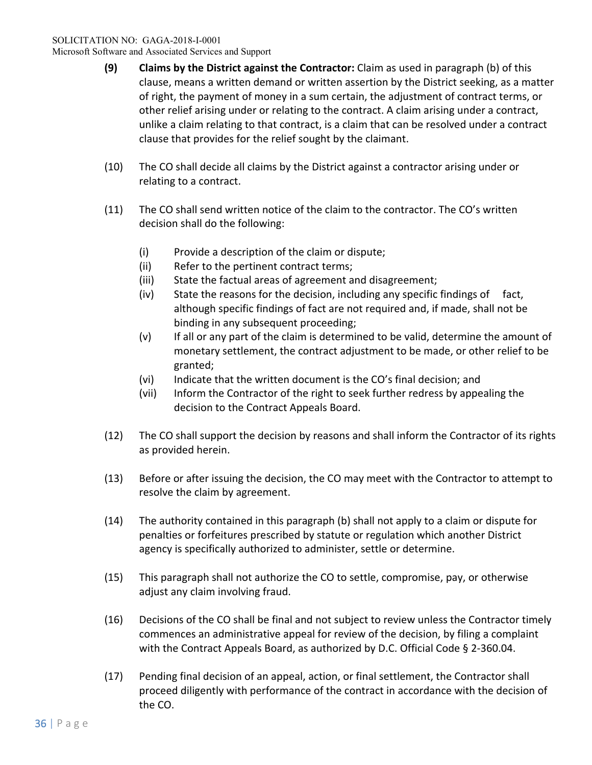**(9) Claims by the District against the Contractor:** Claim as used in paragraph (b) of this clause, means a written demand or written assertion by the District seeking, as a matter of right, the payment of money in a sum certain, the adjustment of contract terms, or other relief arising under or relating to the contract. A claim arising under a contract, unlike a claim relating to that contract, is a claim that can be resolved under a contract clause that provides for the relief sought by the claimant.

(10) The CO shall decide all claims by the District against a contractor arising under or relating to a contract.

(11) The CO shall send written notice of the claim to the contractor. The CO's written decision shall do the following:

- (i) Provide a description of the claim or dispute;
- (ii) Refer to the pertinent contract terms;
- (iii) State the factual areas of agreement and disagreement;
- (iv) State the reasons for the decision, including any specific findings of fact, although specific findings of fact are not required and, if made, shall not be binding in any subsequent proceeding;
- (v) If all or any part of the claim is determined to be valid, determine the amount of monetary settlement, the contract adjustment to be made, or other relief to be granted;
- (vi) Indicate that the written document is the CO's final decision; and
- (vii) Inform the Contractor of the right to seek further redress by appealing the decision to the Contract Appeals Board.

(12) The CO shall support the decision by reasons and shall inform the Contractor of its rights as provided herein.

(13) Before or after issuing the decision, the CO may meet with the Contractor to attempt to resolve the claim by agreement.

(14) The authority contained in this paragraph (b) shall not apply to a claim or dispute for penalties or forfeitures prescribed by statute or regulation which another District agency is specifically authorized to administer, settle or determine.

(15) This paragraph shall not authorize the CO to settle, compromise, pay, or otherwise adjust any claim involving fraud.

(16) Decisions of the CO shall be final and not subject to review unless the Contractor timely commences an administrative appeal for review of the decision, by filing a complaint with the Contract Appeals Board, as authorized by D.C. Official Code § 2-360.04.

(17) Pending final decision of an appeal, action, or final settlement, the Contractor shall proceed diligently with performance of the contract in accordance with the decision of the CO.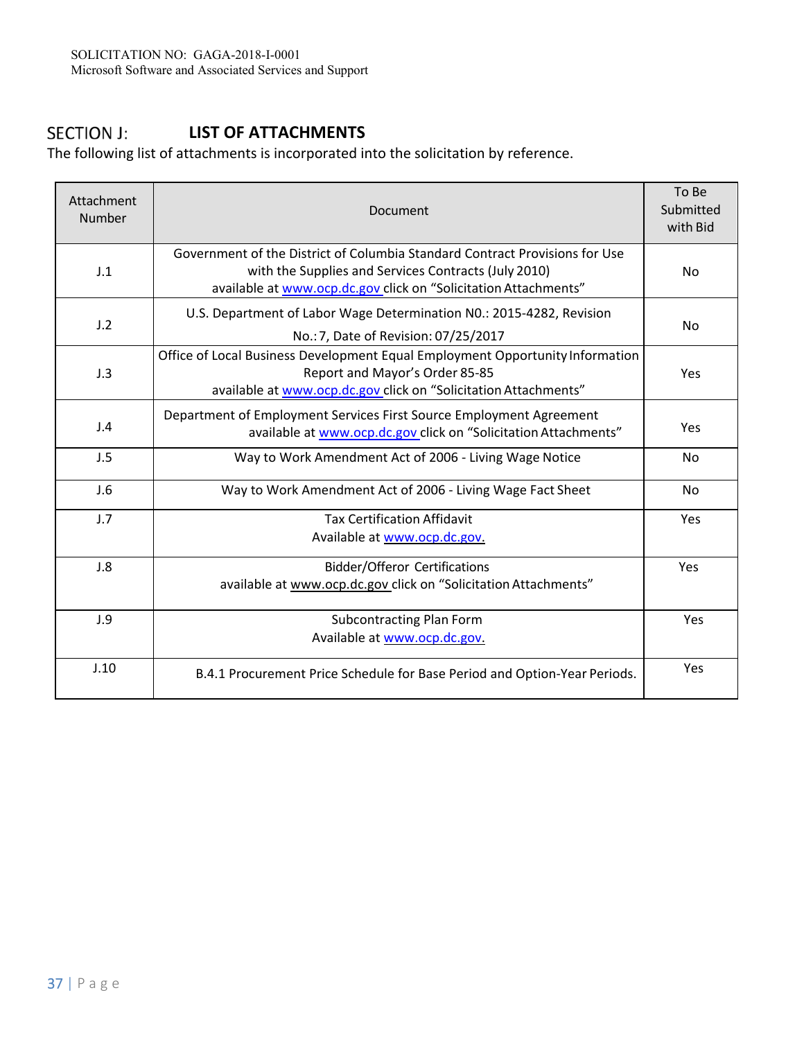## SECTION J: LIST OF ATTACHMENTS

The following list of attachments is incorporated into the solicitation by reference.

| Attachment Number | Document | To Be Submitted with Bid |
|---|---|---|
| J.1 | Government of the District of Columbia Standard Contract Provisions for Use with the Supplies and Services Contracts (July 2010) available at www.ocp.dc.gov click on "Solicitation Attachments" | No |
| J.2 | U.S. Department of Labor Wage Determination N0.: 2015-4282, Revision No.: 7, Date of Revision: 07/25/2017 | No |
| J.3 | Office of Local Business Development Equal Employment Opportunity Information Report and Mayor's Order 85-85 available at www.ocp.dc.gov click on "Solicitation Attachments" | Yes |
| J.4 | Department of Employment Services First Source Employment Agreement available at www.ocp.dc.gov click on "Solicitation Attachments" | Yes |
| J.5 | Way to Work Amendment Act of 2006 - Living Wage Notice | No |
| J.6 | Way to Work Amendment Act of 2006 - Living Wage Fact Sheet | No |
| J.7 | Tax Certification Affidavit Available at www.ocp.dc.gov. | Yes |
| J.8 | Bidder/Offeror Certifications available at www.ocp.dc.gov click on "Solicitation Attachments" | Yes |
| J.9 | Subcontracting Plan Form Available at www.ocp.dc.gov. | Yes |
| J.10 | B.4.1 Procurement Price Schedule for Base Period and Option-Year Periods. | Yes |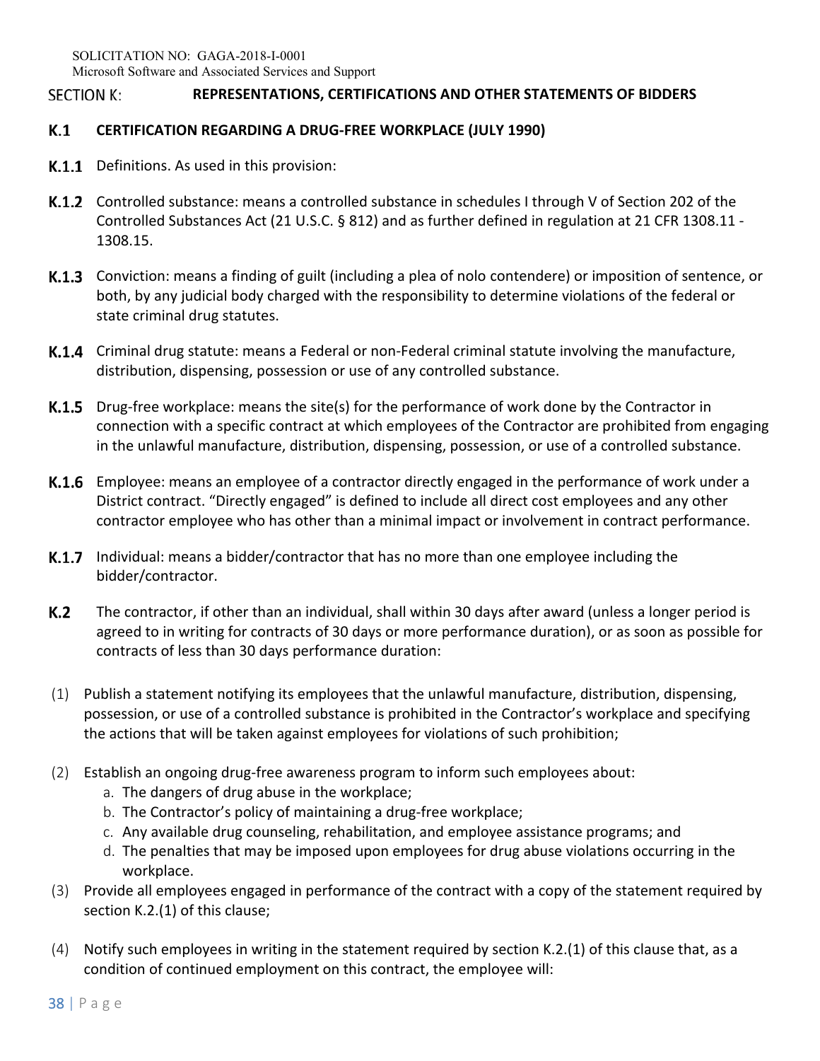## SECTION K: REPRESENTATIONS, CERTIFICATIONS AND OTHER STATEMENTS OF BIDDERS

### K.1 CERTIFICATION REGARDING A DRUG-FREE WORKPLACE (JULY 1990)

**K.1.1** Definitions. As used in this provision:

**K.1.2** Controlled substance: means a controlled substance in schedules I through V of Section 202 of the Controlled Substances Act (21 U.S.C. § 812) and as further defined in regulation at 21 CFR 1308.11 - 1308.15.

**K.1.3** Conviction: means a finding of guilt (including a plea of nolo contendere) or imposition of sentence, or both, by any judicial body charged with the responsibility to determine violations of the federal or state criminal drug statutes.

**K.1.4** Criminal drug statute: means a Federal or non-Federal criminal statute involving the manufacture, distribution, dispensing, possession or use of any controlled substance.

**K.1.5** Drug-free workplace: means the site(s) for the performance of work done by the Contractor in connection with a specific contract at which employees of the Contractor are prohibited from engaging in the unlawful manufacture, distribution, dispensing, possession, or use of a controlled substance.

**K.1.6** Employee: means an employee of a contractor directly engaged in the performance of work under a District contract. "Directly engaged" is defined to include all direct cost employees and any other contractor employee who has other than a minimal impact or involvement in contract performance.

**K.1.7** Individual: means a bidder/contractor that has no more than one employee including the bidder/contractor.

**K.2** The contractor, if other than an individual, shall within 30 days after award (unless a longer period is agreed to in writing for contracts of 30 days or more performance duration), or as soon as possible for contracts of less than 30 days performance duration:

(1) Publish a statement notifying its employees that the unlawful manufacture, distribution, dispensing, possession, or use of a controlled substance is prohibited in the Contractor's workplace and specifying the actions that will be taken against employees for violations of such prohibition;

(2) Establish an ongoing drug-free awareness program to inform such employees about:
   a. The dangers of drug abuse in the workplace;
   b. The Contractor's policy of maintaining a drug-free workplace;
   c. Any available drug counseling, rehabilitation, and employee assistance programs; and
   d. The penalties that may be imposed upon employees for drug abuse violations occurring in the workplace.

(3) Provide all employees engaged in performance of the contract with a copy of the statement required by section K.2.(1) of this clause;

(4) Notify such employees in writing in the statement required by section K.2.(1) of this clause that, as a condition of continued employment on this contract, the employee will: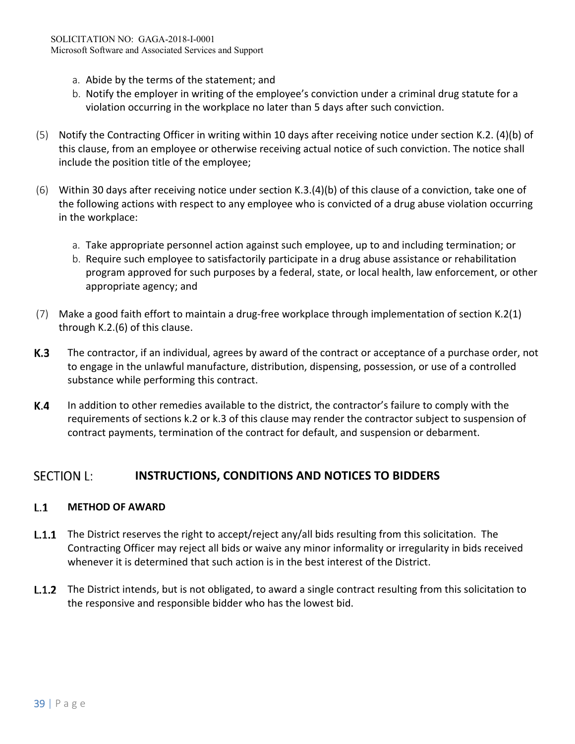a. Abide by the terms of the statement; and
   b. Notify the employer in writing of the employee's conviction under a criminal drug statute for a violation occurring in the workplace no later than 5 days after such conviction.

(5) Notify the Contracting Officer in writing within 10 days after receiving notice under section K.2. (4)(b) of this clause, from an employee or otherwise receiving actual notice of such conviction. The notice shall include the position title of the employee;

(6) Within 30 days after receiving notice under section K.3.(4)(b) of this clause of a conviction, take one of the following actions with respect to any employee who is convicted of a drug abuse violation occurring in the workplace:

   a. Take appropriate personnel action against such employee, up to and including termination; or
   b. Require such employee to satisfactorily participate in a drug abuse assistance or rehabilitation program approved for such purposes by a federal, state, or local health, law enforcement, or other appropriate agency; and

(7) Make a good faith effort to maintain a drug-free workplace through implementation of section K.2(1) through K.2.(6) of this clause.

**K.3** The contractor, if an individual, agrees by award of the contract or acceptance of a purchase order, not to engage in the unlawful manufacture, distribution, dispensing, possession, or use of a controlled substance while performing this contract.

**K.4** In addition to other remedies available to the district, the contractor's failure to comply with the requirements of sections k.2 or k.3 of this clause may render the contractor subject to suspension of contract payments, termination of the contract for default, and suspension or debarment.

## SECTION L: INSTRUCTIONS, CONDITIONS AND NOTICES TO BIDDERS

### L.1 METHOD OF AWARD

**L.1.1** The District reserves the right to accept/reject any/all bids resulting from this solicitation. The Contracting Officer may reject all bids or waive any minor informality or irregularity in bids received whenever it is determined that such action is in the best interest of the District.

**L.1.2** The District intends, but is not obligated, to award a single contract resulting from this solicitation to the responsive and responsible bidder who has the lowest bid.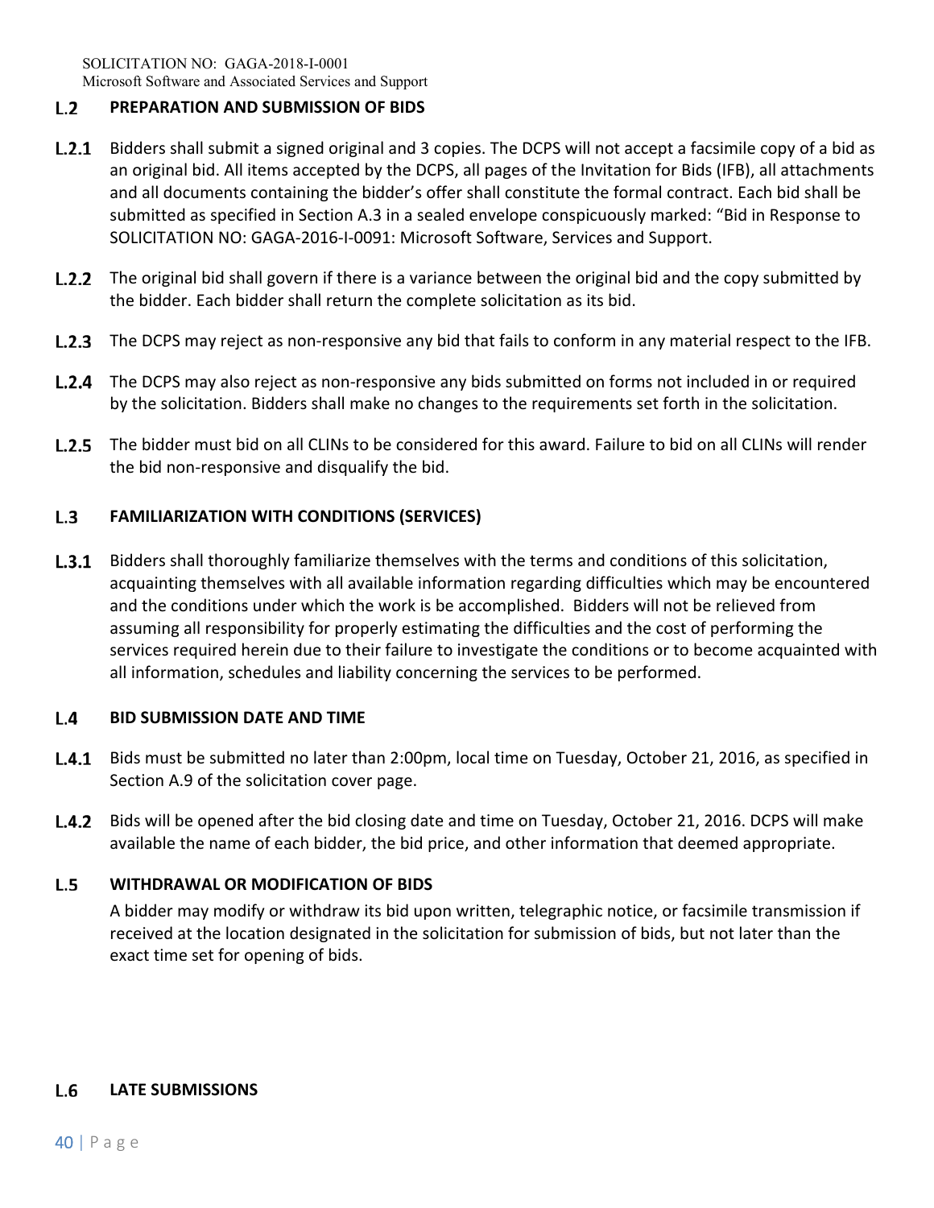## L.2 PREPARATION AND SUBMISSION OF BIDS

**L.2.1** Bidders shall submit a signed original and 3 copies. The DCPS will not accept a facsimile copy of a bid as an original bid. All items accepted by the DCPS, all pages of the Invitation for Bids (IFB), all attachments and all documents containing the bidder's offer shall constitute the formal contract. Each bid shall be submitted as specified in Section A.3 in a sealed envelope conspicuously marked: "Bid in Response to SOLICITATION NO: GAGA-2016-I-0091: Microsoft Software, Services and Support.

**L.2.2** The original bid shall govern if there is a variance between the original bid and the copy submitted by the bidder. Each bidder shall return the complete solicitation as its bid.

**L.2.3** The DCPS may reject as non-responsive any bid that fails to conform in any material respect to the IFB.

**L.2.4** The DCPS may also reject as non-responsive any bids submitted on forms not included in or required by the solicitation. Bidders shall make no changes to the requirements set forth in the solicitation.

**L.2.5** The bidder must bid on all CLINs to be considered for this award. Failure to bid on all CLINs will render the bid non-responsive and disqualify the bid.

## L.3 FAMILIARIZATION WITH CONDITIONS (SERVICES)

**L.3.1** Bidders shall thoroughly familiarize themselves with the terms and conditions of this solicitation, acquainting themselves with all available information regarding difficulties which may be encountered and the conditions under which the work is be accomplished. Bidders will not be relieved from assuming all responsibility for properly estimating the difficulties and the cost of performing the services required herein due to their failure to investigate the conditions or to become acquainted with all information, schedules and liability concerning the services to be performed.

## L.4 BID SUBMISSION DATE AND TIME

**L.4.1** Bids must be submitted no later than 2:00pm, local time on Tuesday, October 21, 2016, as specified in Section A.9 of the solicitation cover page.

**L.4.2** Bids will be opened after the bid closing date and time on Tuesday, October 21, 2016. DCPS will make available the name of each bidder, the bid price, and other information that deemed appropriate.

## L.5 WITHDRAWAL OR MODIFICATION OF BIDS

A bidder may modify or withdraw its bid upon written, telegraphic notice, or facsimile transmission if received at the location designated in the solicitation for submission of bids, but not later than the exact time set for opening of bids.

## L.6 LATE SUBMISSIONS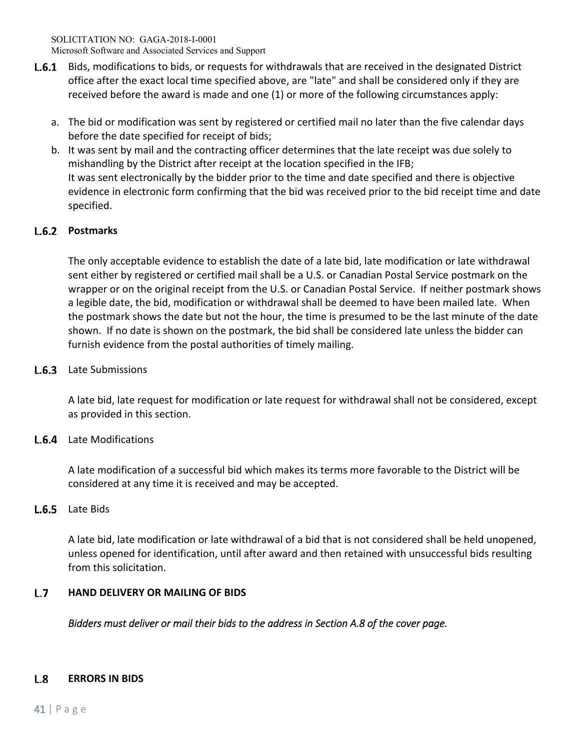**L.6.1** Bids, modifications to bids, or requests for withdrawals that are received in the designated District office after the exact local time specified above, are "late" and shall be considered only if they are received before the award is made and one (1) or more of the following circumstances apply:

a. The bid or modification was sent by registered or certified mail no later than the five calendar days before the date specified for receipt of bids;
b. It was sent by mail and the contracting officer determines that the late receipt was due solely to mishandling by the District after receipt at the location specified in the IFB;
   It was sent electronically by the bidder prior to the time and date specified and there is objective evidence in electronic form confirming that the bid was received prior to the bid receipt time and date specified.

**L.6.2 Postmarks**

The only acceptable evidence to establish the date of a late bid, late modification or late withdrawal sent either by registered or certified mail shall be a U.S. or Canadian Postal Service postmark on the wrapper or on the original receipt from the U.S. or Canadian Postal Service. If neither postmark shows a legible date, the bid, modification or withdrawal shall be deemed to have been mailed late. When the postmark shows the date but not the hour, the time is presumed to be the last minute of the date shown. If no date is shown on the postmark, the bid shall be considered late unless the bidder can furnish evidence from the postal authorities of timely mailing.

**L.6.3** Late Submissions

A late bid, late request for modification or late request for withdrawal shall not be considered, except as provided in this section.

**L.6.4** Late Modifications

A late modification of a successful bid which makes its terms more favorable to the District will be considered at any time it is received and may be accepted.

**L.6.5** Late Bids

A late bid, late modification or late withdrawal of a bid that is not considered shall be held unopened, unless opened for identification, until after award and then retained with unsuccessful bids resulting from this solicitation.

## L.7 HAND DELIVERY OR MAILING OF BIDS

*Bidders must deliver or mail their bids to the address in Section A.8 of the cover page.*

## L.8 ERRORS IN BIDS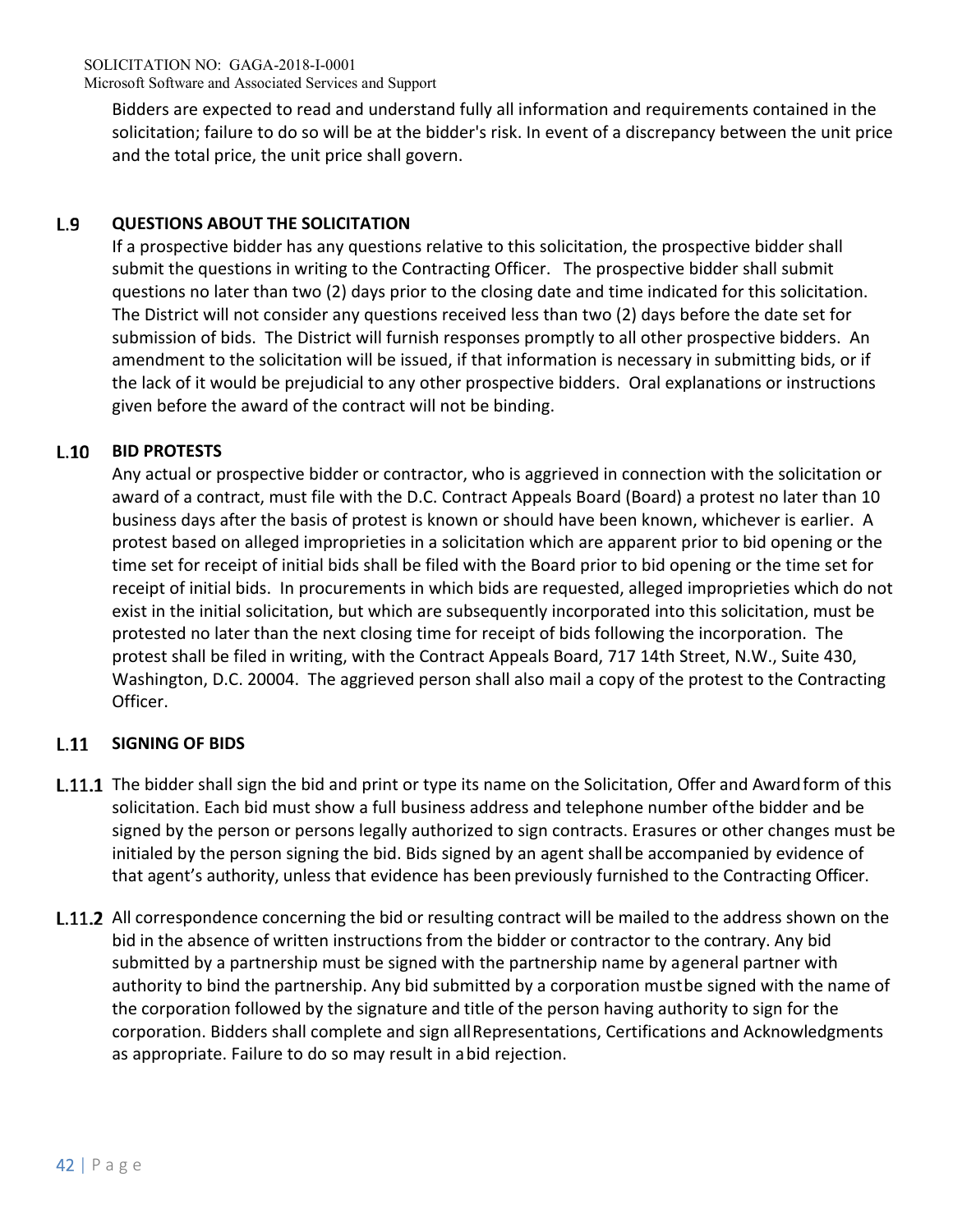Bidders are expected to read and understand fully all information and requirements contained in the solicitation; failure to do so will be at the bidder's risk. In event of a discrepancy between the unit price and the total price, the unit price shall govern.

### L.9 QUESTIONS ABOUT THE SOLICITATION

If a prospective bidder has any questions relative to this solicitation, the prospective bidder shall submit the questions in writing to the Contracting Officer. The prospective bidder shall submit questions no later than two (2) days prior to the closing date and time indicated for this solicitation. The District will not consider any questions received less than two (2) days before the date set for submission of bids. The District will furnish responses promptly to all other prospective bidders. An amendment to the solicitation will be issued, if that information is necessary in submitting bids, or if the lack of it would be prejudicial to any other prospective bidders. Oral explanations or instructions given before the award of the contract will not be binding.

### L.10 BID PROTESTS

Any actual or prospective bidder or contractor, who is aggrieved in connection with the solicitation or award of a contract, must file with the D.C. Contract Appeals Board (Board) a protest no later than 10 business days after the basis of protest is known or should have been known, whichever is earlier. A protest based on alleged improprieties in a solicitation which are apparent prior to bid opening or the time set for receipt of initial bids shall be filed with the Board prior to bid opening or the time set for receipt of initial bids. In procurements in which bids are requested, alleged improprieties which do not exist in the initial solicitation, but which are subsequently incorporated into this solicitation, must be protested no later than the next closing time for receipt of bids following the incorporation. The protest shall be filed in writing, with the Contract Appeals Board, 717 14th Street, N.W., Suite 430, Washington, D.C. 20004. The aggrieved person shall also mail a copy of the protest to the Contracting Officer.

### L.11 SIGNING OF BIDS

**L.11.1** The bidder shall sign the bid and print or type its name on the Solicitation, Offer and Award form of this solicitation. Each bid must show a full business address and telephone number of the bidder and be signed by the person or persons legally authorized to sign contracts. Erasures or other changes must be initialed by the person signing the bid. Bids signed by an agent shall be accompanied by evidence of that agent's authority, unless that evidence has been previously furnished to the Contracting Officer.

**L.11.2** All correspondence concerning the bid or resulting contract will be mailed to the address shown on the bid in the absence of written instructions from the bidder or contractor to the contrary. Any bid submitted by a partnership must be signed with the partnership name by a general partner with authority to bind the partnership. Any bid submitted by a corporation must be signed with the name of the corporation followed by the signature and title of the person having authority to sign for the corporation. Bidders shall complete and sign all Representations, Certifications and Acknowledgments as appropriate. Failure to do so may result in a bid rejection.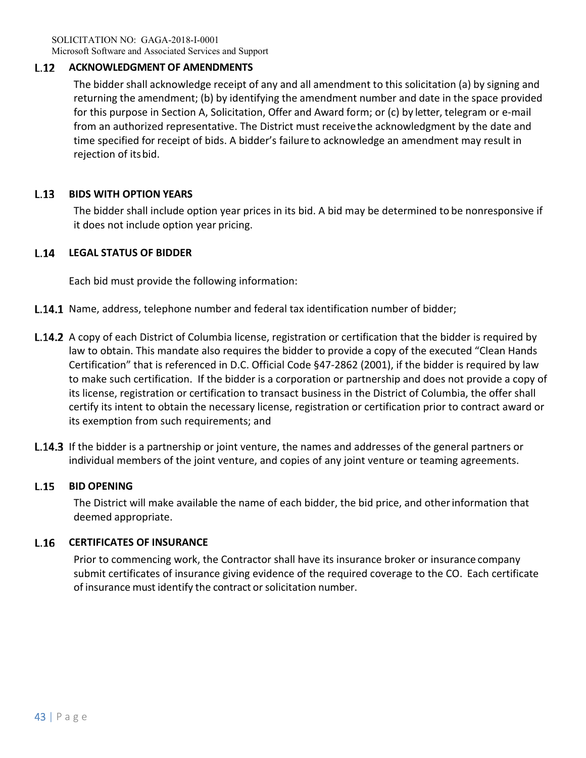## L.12 ACKNOWLEDGMENT OF AMENDMENTS

The bidder shall acknowledge receipt of any and all amendment to this solicitation (a) by signing and returning the amendment; (b) by identifying the amendment number and date in the space provided for this purpose in Section A, Solicitation, Offer and Award form; or (c) by letter, telegram or e-mail from an authorized representative. The District must receive the acknowledgment by the date and time specified for receipt of bids. A bidder's failure to acknowledge an amendment may result in rejection of its bid.

## L.13 BIDS WITH OPTION YEARS

The bidder shall include option year prices in its bid. A bid may be determined to be nonresponsive if it does not include option year pricing.

## L.14 LEGAL STATUS OF BIDDER

Each bid must provide the following information:

**L.14.1** Name, address, telephone number and federal tax identification number of bidder;

**L.14.2** A copy of each District of Columbia license, registration or certification that the bidder is required by law to obtain. This mandate also requires the bidder to provide a copy of the executed "Clean Hands Certification" that is referenced in D.C. Official Code §47-2862 (2001), if the bidder is required by law to make such certification. If the bidder is a corporation or partnership and does not provide a copy of its license, registration or certification to transact business in the District of Columbia, the offer shall certify its intent to obtain the necessary license, registration or certification prior to contract award or its exemption from such requirements; and

**L.14.3** If the bidder is a partnership or joint venture, the names and addresses of the general partners or individual members of the joint venture, and copies of any joint venture or teaming agreements.

## L.15 BID OPENING

The District will make available the name of each bidder, the bid price, and other information that deemed appropriate.

## L.16 CERTIFICATES OF INSURANCE

Prior to commencing work, the Contractor shall have its insurance broker or insurance company submit certificates of insurance giving evidence of the required coverage to the CO. Each certificate of insurance must identify the contract or solicitation number.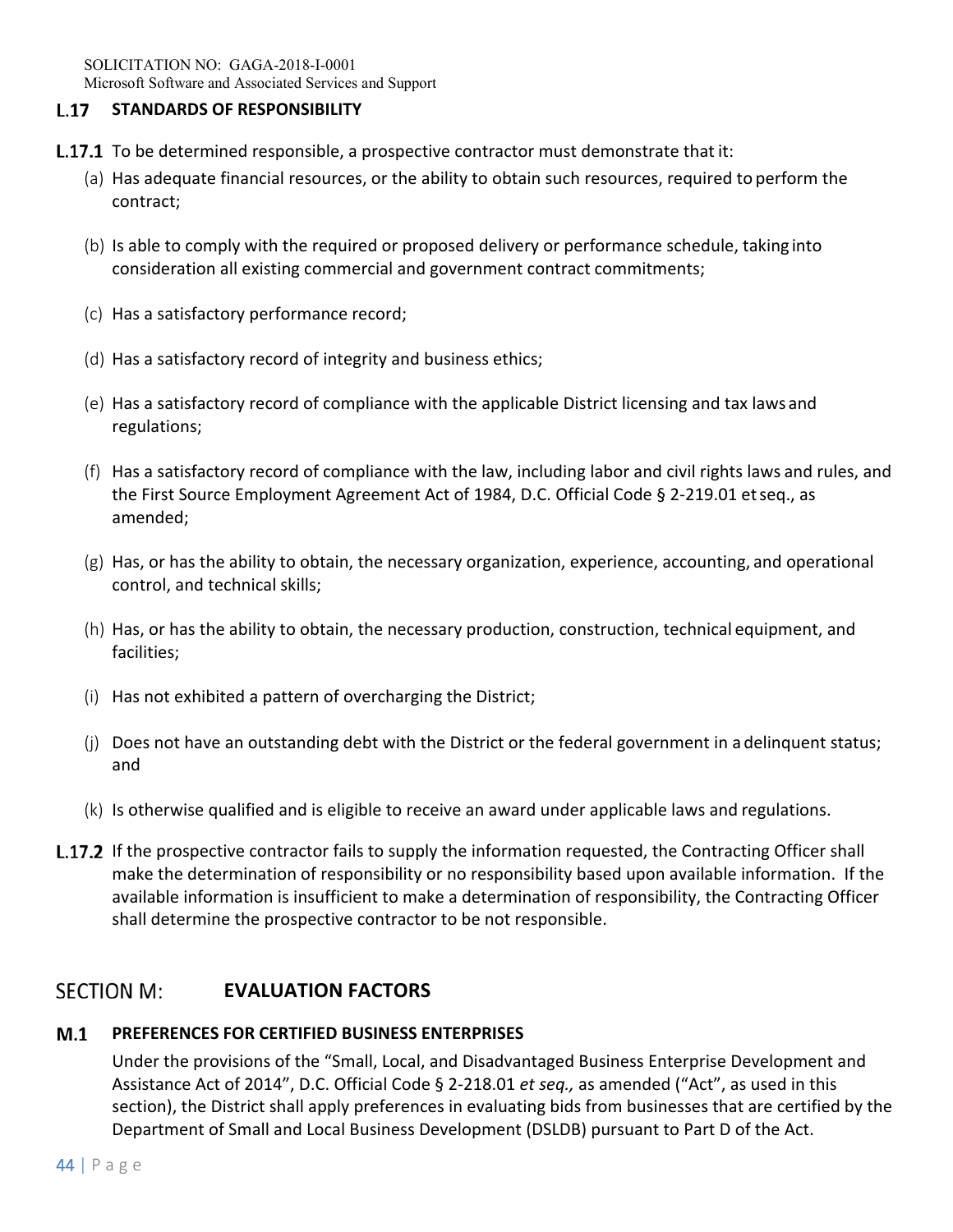### L.17 STANDARDS OF RESPONSIBILITY

**L.17.1** To be determined responsible, a prospective contractor must demonstrate that it:

(a) Has adequate financial resources, or the ability to obtain such resources, required to perform the contract;

(b) Is able to comply with the required or proposed delivery or performance schedule, taking into consideration all existing commercial and government contract commitments;

(c) Has a satisfactory performance record;

(d) Has a satisfactory record of integrity and business ethics;

(e) Has a satisfactory record of compliance with the applicable District licensing and tax laws and regulations;

(f) Has a satisfactory record of compliance with the law, including labor and civil rights laws and rules, and the First Source Employment Agreement Act of 1984, D.C. Official Code § 2-219.01 et seq., as amended;

(g) Has, or has the ability to obtain, the necessary organization, experience, accounting, and operational control, and technical skills;

(h) Has, or has the ability to obtain, the necessary production, construction, technical equipment, and facilities;

(i) Has not exhibited a pattern of overcharging the District;

(j) Does not have an outstanding debt with the District or the federal government in a delinquent status; and

(k) Is otherwise qualified and is eligible to receive an award under applicable laws and regulations.

**L.17.2** If the prospective contractor fails to supply the information requested, the Contracting Officer shall make the determination of responsibility or no responsibility based upon available information. If the available information is insufficient to make a determination of responsibility, the Contracting Officer shall determine the prospective contractor to be not responsible.

## SECTION M: EVALUATION FACTORS

### M.1 PREFERENCES FOR CERTIFIED BUSINESS ENTERPRISES

Under the provisions of the "Small, Local, and Disadvantaged Business Enterprise Development and Assistance Act of 2014", D.C. Official Code § 2-218.01 *et seq.,* as amended ("Act", as used in this section), the District shall apply preferences in evaluating bids from businesses that are certified by the Department of Small and Local Business Development (DSLDB) pursuant to Part D of the Act.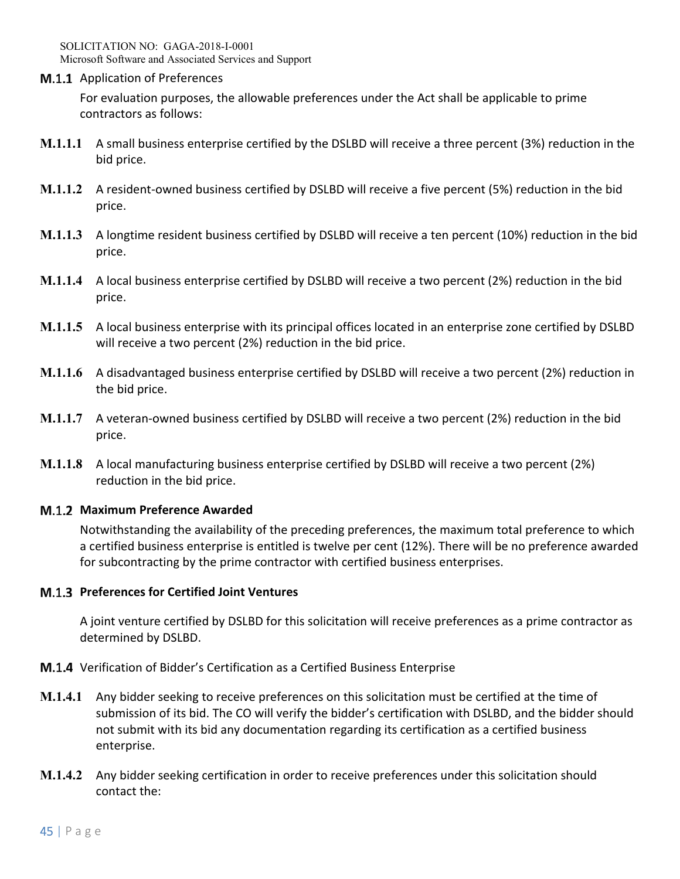### M.1.1 Application of Preferences

For evaluation purposes, the allowable preferences under the Act shall be applicable to prime contractors as follows:

**M.1.1.1** A small business enterprise certified by the DSLBD will receive a three percent (3%) reduction in the bid price.

**M.1.1.2** A resident-owned business certified by DSLBD will receive a five percent (5%) reduction in the bid price.

**M.1.1.3** A longtime resident business certified by DSLBD will receive a ten percent (10%) reduction in the bid price.

**M.1.1.4** A local business enterprise certified by DSLBD will receive a two percent (2%) reduction in the bid price.

**M.1.1.5** A local business enterprise with its principal offices located in an enterprise zone certified by DSLBD will receive a two percent (2%) reduction in the bid price.

**M.1.1.6** A disadvantaged business enterprise certified by DSLBD will receive a two percent (2%) reduction in the bid price.

**M.1.1.7** A veteran-owned business certified by DSLBD will receive a two percent (2%) reduction in the bid price.

**M.1.1.8** A local manufacturing business enterprise certified by DSLBD will receive a two percent (2%) reduction in the bid price.

### M.1.2 Maximum Preference Awarded

Notwithstanding the availability of the preceding preferences, the maximum total preference to which a certified business enterprise is entitled is twelve per cent (12%). There will be no preference awarded for subcontracting by the prime contractor with certified business enterprises.

### M.1.3 Preferences for Certified Joint Ventures

A joint venture certified by DSLBD for this solicitation will receive preferences as a prime contractor as determined by DSLBD.

### M.1.4 Verification of Bidder's Certification as a Certified Business Enterprise

**M.1.4.1** Any bidder seeking to receive preferences on this solicitation must be certified at the time of submission of its bid. The CO will verify the bidder's certification with DSLBD, and the bidder should not submit with its bid any documentation regarding its certification as a certified business enterprise.

**M.1.4.2** Any bidder seeking certification in order to receive preferences under this solicitation should contact the: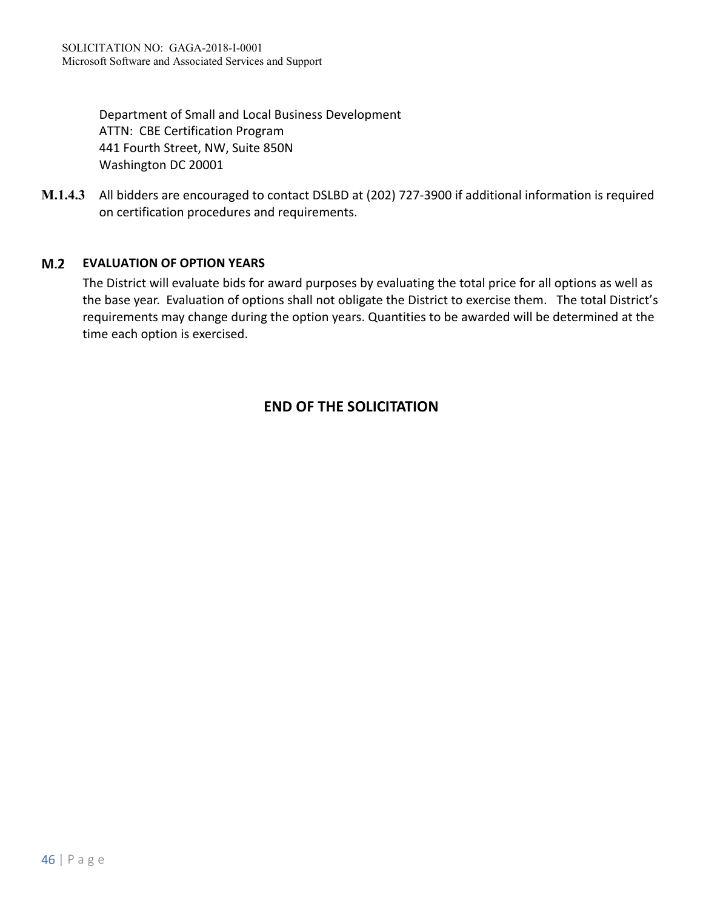Department of Small and Local Business Development
ATTN: CBE Certification Program
441 Fourth Street, NW, Suite 850N
Washington DC 20001

**M.1.4.3** All bidders are encouraged to contact DSLBD at (202) 727-3900 if additional information is required on certification procedures and requirements.

**M.2 EVALUATION OF OPTION YEARS**

The District will evaluate bids for award purposes by evaluating the total price for all options as well as the base year. Evaluation of options shall not obligate the District to exercise them. The total District's requirements may change during the option years. Quantities to be awarded will be determined at the time each option is exercised.

**END OF THE SOLICITATION**